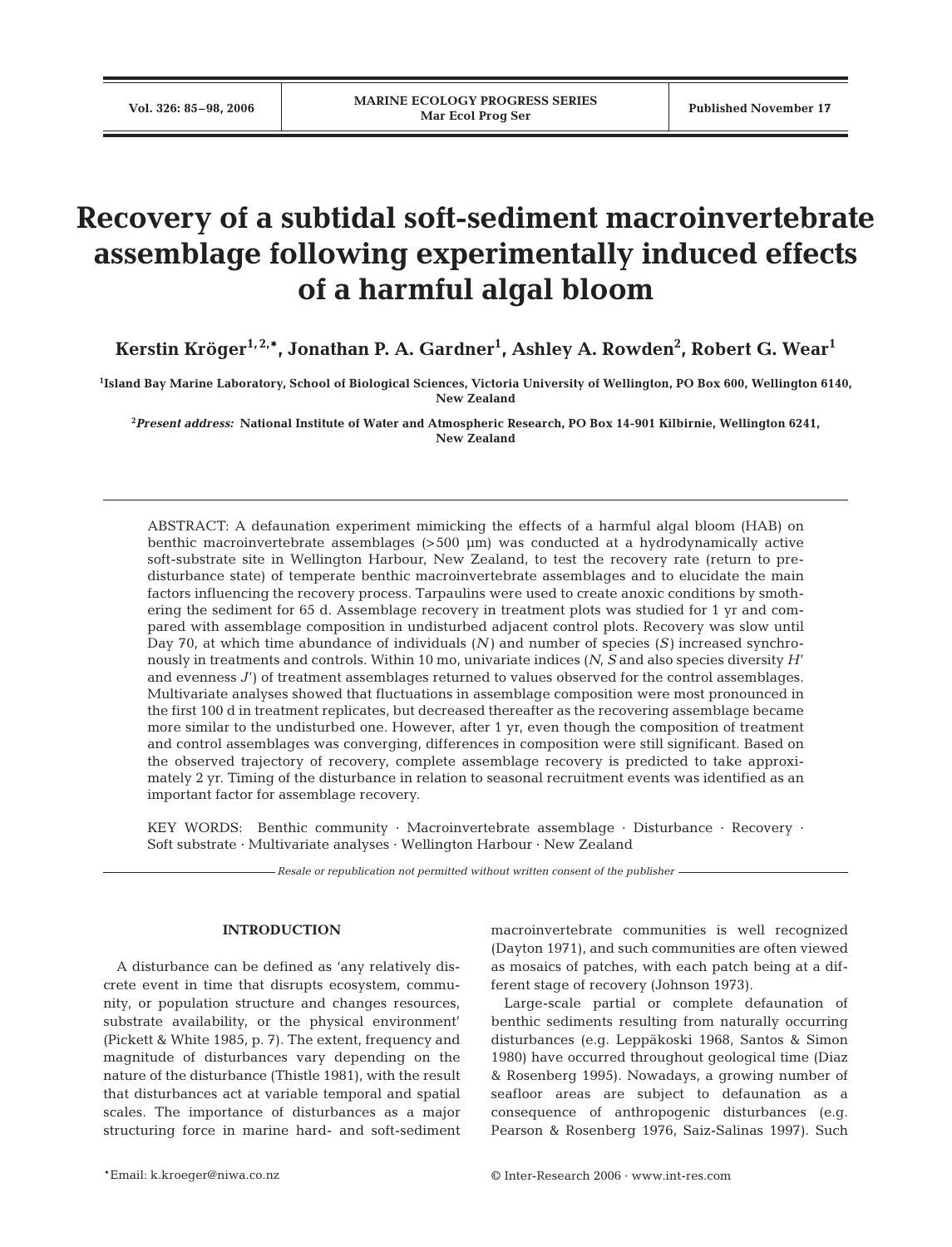# Recovery of a subtidal soft-sediment macroinvertebrate assemblage following experimentally induced effects of a harmful algal bloom

**Kerstin Kröger[1,2,*], Jonathan P. A. Gardner[1], Ashley A. Rowden[2], Robert G. Wear[1]**

[1]Island Bay Marine Laboratory, School of Biological Sciences, Victoria University of Wellington, PO Box 600, Wellington 6140, New Zealand

[2]*Present address:* National Institute of Water and Atmospheric Research, PO Box 14-901 Kilbirnie, Wellington 6241, New Zealand

ABSTRACT: A defaunation experiment mimicking the effects of a harmful algal bloom (HAB) on benthic macroinvertebrate assemblages (>500 µm) was conducted at a hydrodynamically active soft-substrate site in Wellington Harbour, New Zealand, to test the recovery rate (return to pre-disturbance state) of temperate benthic macroinvertebrate assemblages and to elucidate the main factors influencing the recovery process. Tarpaulins were used to create anoxic conditions by smothering the sediment for 65 d. Assemblage recovery in treatment plots was studied for 1 yr and compared with assemblage composition in undisturbed adjacent control plots. Recovery was slow until Day 70, at which time abundance of individuals ($N$) and number of species ($S$) increased synchronously in treatments and controls. Within 10 mo, univariate indices ($N$, $S$ and also species diversity $H'$ and evenness $J'$) of treatment assemblages returned to values observed for the control assemblages. Multivariate analyses showed that fluctuations in assemblage composition were most pronounced in the first 100 d in treatment replicates, but decreased thereafter as the recovering assemblage became more similar to the undisturbed one. However, after 1 yr, even though the composition of treatment and control assemblages was converging, differences in composition were still significant. Based on the observed trajectory of recovery, complete assemblage recovery is predicted to take approximately 2 yr. Timing of the disturbance in relation to seasonal recruitment events was identified as an important factor for assemblage recovery.

KEY WORDS: Benthic community · Macroinvertebrate assemblage · Disturbance · Recovery · Soft substrate · Multivariate analyses · Wellington Harbour · New Zealand

*Resale or republication not permitted without written consent of the publisher*

## INTRODUCTION

A disturbance can be defined as 'any relatively discrete event in time that disrupts ecosystem, community, or population structure and changes resources, substrate availability, or the physical environment' (Pickett & White 1985, p. 7). The extent, frequency and magnitude of disturbances vary depending on the nature of the disturbance (Thistle 1981), with the result that disturbances act at variable temporal and spatial scales. The importance of disturbances as a major structuring force in marine hard- and soft-sediment macroinvertebrate communities is well recognized (Dayton 1971), and such communities are often viewed as mosaics of patches, with each patch being at a different stage of recovery (Johnson 1973).

Large-scale partial or complete defaunation of benthic sediments resulting from naturally occurring disturbances (e.g. Leppäkoski 1968, Santos & Simon 1980) have occurred throughout geological time (Diaz & Rosenberg 1995). Nowadays, a growing number of seafloor areas are subject to defaunation as a consequence of anthropogenic disturbances (e.g. Pearson & Rosenberg 1976, Saiz-Salinas 1997). Such

*Email: k.kroeger@niwa.co.nz

© Inter-Research 2006 · www.int-res.com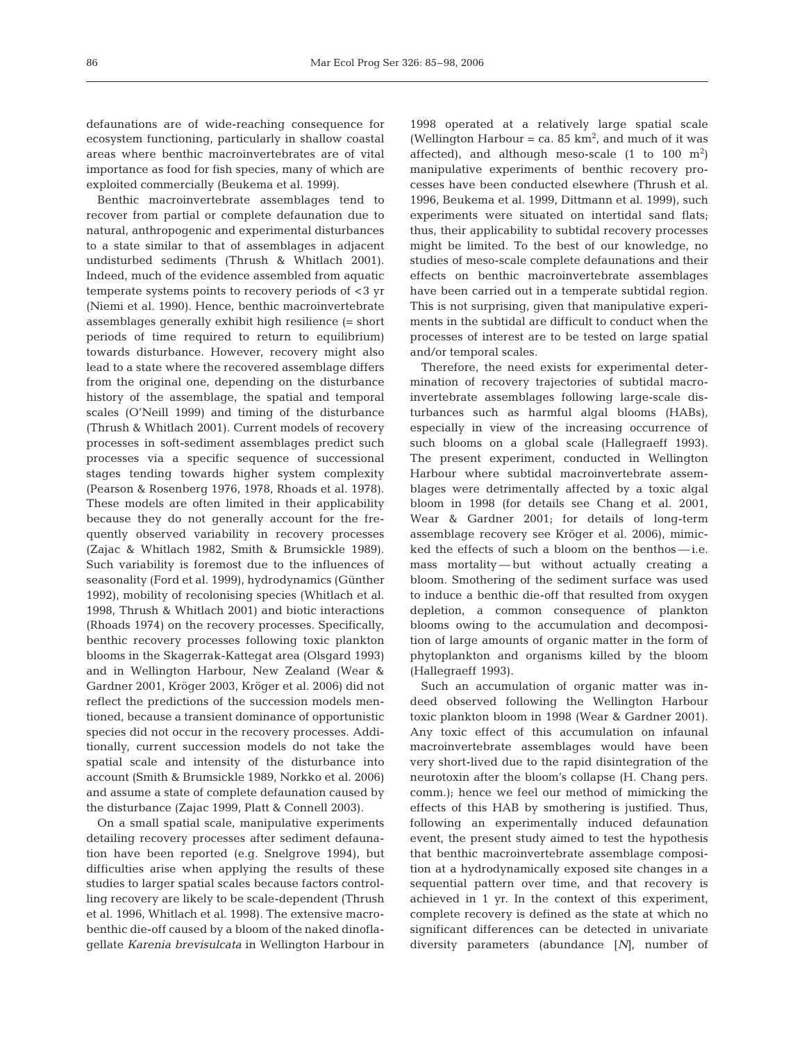defaunations are of wide-reaching consequence for ecosystem functioning, particularly in shallow coastal areas where benthic macroinvertebrates are of vital importance as food for fish species, many of which are exploited commercially (Beukema et al. 1999).

Benthic macroinvertebrate assemblages tend to recover from partial or complete defaunation due to natural, anthropogenic and experimental disturbances to a state similar to that of assemblages in adjacent undisturbed sediments (Thrush & Whitlach 2001). Indeed, much of the evidence assembled from aquatic temperate systems points to recovery periods of <3 yr (Niemi et al. 1990). Hence, benthic macroinvertebrate assemblages generally exhibit high resilience (= short periods of time required to return to equilibrium) towards disturbance. However, recovery might also lead to a state where the recovered assemblage differs from the original one, depending on the disturbance history of the assemblage, the spatial and temporal scales (O'Neill 1999) and timing of the disturbance (Thrush & Whitlach 2001). Current models of recovery processes in soft-sediment assemblages predict such processes via a specific sequence of successional stages tending towards higher system complexity (Pearson & Rosenberg 1976, 1978, Rhoads et al. 1978). These models are often limited in their applicability because they do not generally account for the frequently observed variability in recovery processes (Zajac & Whitlach 1982, Smith & Brumsickle 1989). Such variability is foremost due to the influences of seasonality (Ford et al. 1999), hydrodynamics (Günther 1992), mobility of recolonising species (Whitlach et al. 1998, Thrush & Whitlach 2001) and biotic interactions (Rhoads 1974) on the recovery processes. Specifically, benthic recovery processes following toxic plankton blooms in the Skagerrak-Kattegat area (Olsgard 1993) and in Wellington Harbour, New Zealand (Wear & Gardner 2001, Kröger 2003, Kröger et al. 2006) did not reflect the predictions of the succession models mentioned, because a transient dominance of opportunistic species did not occur in the recovery processes. Additionally, current succession models do not take the spatial scale and intensity of the disturbance into account (Smith & Brumsickle 1989, Norkko et al. 2006) and assume a state of complete defaunation caused by the disturbance (Zajac 1999, Platt & Connell 2003).

On a small spatial scale, manipulative experiments detailing recovery processes after sediment defaunation have been reported (e.g. Snelgrove 1994), but difficulties arise when applying the results of these studies to larger spatial scales because factors controlling recovery are likely to be scale-dependent (Thrush et al. 1996, Whitlach et al. 1998). The extensive macrobenthic die-off caused by a bloom of the naked dinoflagellate *Karenia brevisulcata* in Wellington Harbour in 1998 operated at a relatively large spatial scale (Wellington Harbour = ca. 85 $km^2$, and much of it was affected), and although meso-scale (1 to 100 $m^2$) manipulative experiments of benthic recovery processes have been conducted elsewhere (Thrush et al. 1996, Beukema et al. 1999, Dittmann et al. 1999), such experiments were situated on intertidal sand flats; thus, their applicability to subtidal recovery processes might be limited. To the best of our knowledge, no studies of meso-scale complete defaunations and their effects on benthic macroinvertebrate assemblages have been carried out in a temperate subtidal region. This is not surprising, given that manipulative experiments in the subtidal are difficult to conduct when the processes of interest are to be tested on large spatial and/or temporal scales.

Therefore, the need exists for experimental determination of recovery trajectories of subtidal macroinvertebrate assemblages following large-scale disturbances such as harmful algal blooms (HABs), especially in view of the increasing occurrence of such blooms on a global scale (Hallegraeff 1993). The present experiment, conducted in Wellington Harbour where subtidal macroinvertebrate assemblages were detrimentally affected by a toxic algal bloom in 1998 (for details see Chang et al. 2001, Wear & Gardner 2001; for details of long-term assemblage recovery see Kröger et al. 2006), mimicked the effects of such a bloom on the benthos — i.e. mass mortality — but without actually creating a bloom. Smothering of the sediment surface was used to induce a benthic die-off that resulted from oxygen depletion, a common consequence of plankton blooms owing to the accumulation and decomposition of large amounts of organic matter in the form of phytoplankton and organisms killed by the bloom (Hallegraeff 1993).

Such an accumulation of organic matter was indeed observed following the Wellington Harbour toxic plankton bloom in 1998 (Wear & Gardner 2001). Any toxic effect of this accumulation on infaunal macroinvertebrate assemblages would have been very short-lived due to the rapid disintegration of the neurotoxin after the bloom's collapse (H. Chang pers. comm.); hence we feel our method of mimicking the effects of this HAB by smothering is justified. Thus, following an experimentally induced defaunation event, the present study aimed to test the hypothesis that benthic macroinvertebrate assemblage composition at a hydrodynamically exposed site changes in a sequential pattern over time, and that recovery is achieved in 1 yr. In the context of this experiment, complete recovery is defined as the state at which no significant differences can be detected in univariate diversity parameters (abundance [*N*], number of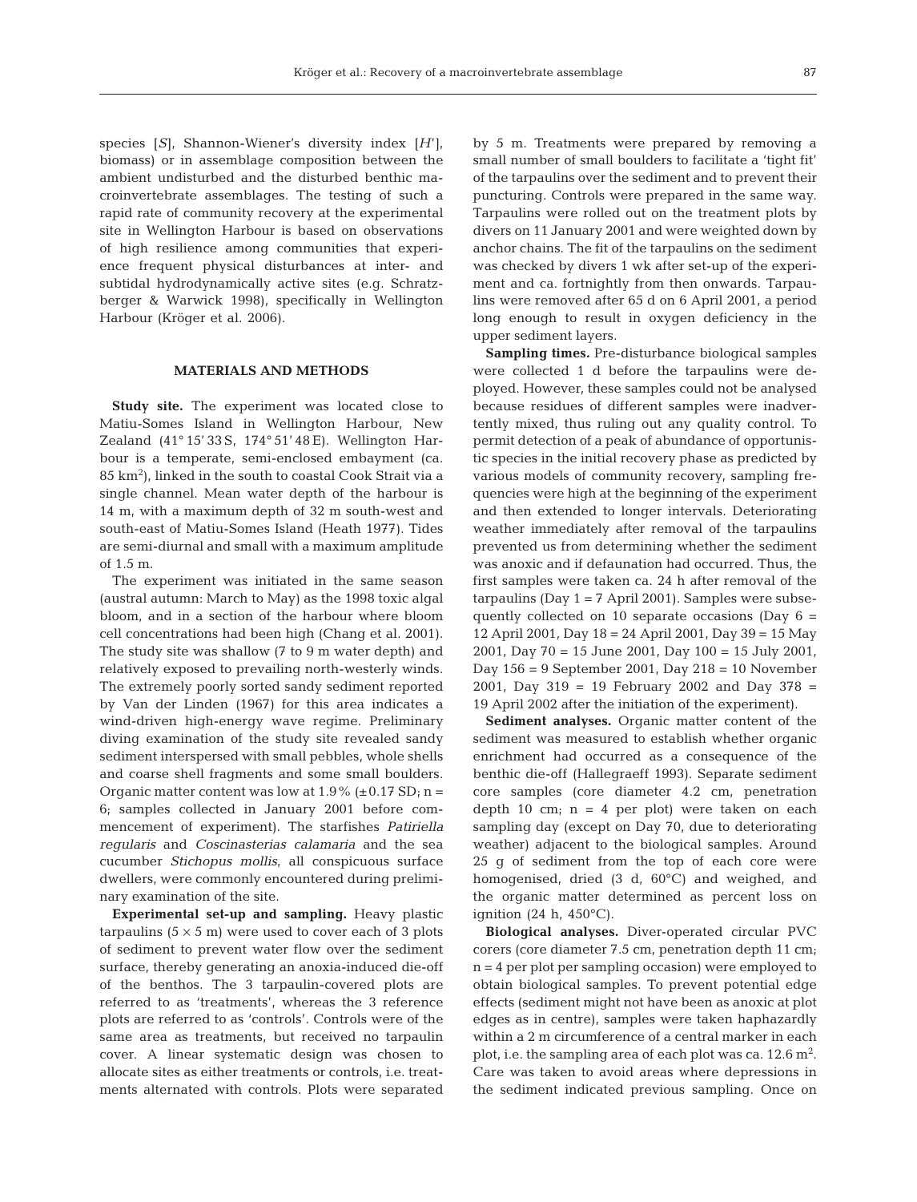species [*S*], Shannon-Wiener's diversity index [*H*'], biomass) or in assemblage composition between the ambient undisturbed and the disturbed benthic macroinvertebrate assemblages. The testing of such a rapid rate of community recovery at the experimental site in Wellington Harbour is based on observations of high resilience among communities that experience frequent physical disturbances at inter- and subtidal hydrodynamically active sites (e.g. Schratzberger & Warwick 1998), specifically in Wellington Harbour (Kröger et al. 2006).

## MATERIALS AND METHODS

**Study site.** The experiment was located close to Matiu-Somes Island in Wellington Harbour, New Zealand (41° 15' 33 S, 174° 51' 48 E). Wellington Harbour is a temperate, semi-enclosed embayment (ca. 85 $km^2$), linked in the south to coastal Cook Strait via a single channel. Mean water depth of the harbour is 14 m, with a maximum depth of 32 m south-west and south-east of Matiu-Somes Island (Heath 1977). Tides are semi-diurnal and small with a maximum amplitude of 1.5 m.

The experiment was initiated in the same season (austral autumn: March to May) as the 1998 toxic algal bloom, and in a section of the harbour where bloom cell concentrations had been high (Chang et al. 2001). The study site was shallow (7 to 9 m water depth) and relatively exposed to prevailing north-westerly winds. The extremely poorly sorted sandy sediment reported by Van der Linden (1967) for this area indicates a wind-driven high-energy wave regime. Preliminary diving examination of the study site revealed sandy sediment interspersed with small pebbles, whole shells and coarse shell fragments and some small boulders. Organic matter content was low at 1.9% (±0.17 SD; n = 6; samples collected in January 2001 before commencement of experiment). The starfishes *Patiriella regularis* and *Coscinasterias calamaria* and the sea cucumber *Stichopus mollis*, all conspicuous surface dwellers, were commonly encountered during preliminary examination of the site.

**Experimental set-up and sampling.** Heavy plastic tarpaulins (5 × 5 m) were used to cover each of 3 plots of sediment to prevent water flow over the sediment surface, thereby generating an anoxia-induced die-off of the benthos. The 3 tarpaulin-covered plots are referred to as 'treatments', whereas the 3 reference plots are referred to as 'controls'. Controls were of the same area as treatments, but received no tarpaulin cover. A linear systematic design was chosen to allocate sites as either treatments or controls, i.e. treatments alternated with controls. Plots were separated by 5 m. Treatments were prepared by removing a small number of small boulders to facilitate a 'tight fit' of the tarpaulins over the sediment and to prevent their puncturing. Controls were prepared in the same way. Tarpaulins were rolled out on the treatment plots by divers on 11 January 2001 and were weighted down by anchor chains. The fit of the tarpaulins on the sediment was checked by divers 1 wk after set-up of the experiment and ca. fortnightly from then onwards. Tarpaulins were removed after 65 d on 6 April 2001, a period long enough to result in oxygen deficiency in the upper sediment layers.

**Sampling times.** Pre-disturbance biological samples were collected 1 d before the tarpaulins were deployed. However, these samples could not be analysed because residues of different samples were inadvertently mixed, thus ruling out any quality control. To permit detection of a peak of abundance of opportunistic species in the initial recovery phase as predicted by various models of community recovery, sampling frequencies were high at the beginning of the experiment and then extended to longer intervals. Deteriorating weather immediately after removal of the tarpaulins prevented us from determining whether the sediment was anoxic and if defaunation had occurred. Thus, the first samples were taken ca. 24 h after removal of the tarpaulins (Day 1 = 7 April 2001). Samples were subsequently collected on 10 separate occasions (Day 6 = 12 April 2001, Day 18 = 24 April 2001, Day 39 = 15 May 2001, Day 70 = 15 June 2001, Day 100 = 15 July 2001, Day 156 = 9 September 2001, Day 218 = 10 November 2001, Day 319 = 19 February 2002 and Day 378 = 19 April 2002 after the initiation of the experiment).

**Sediment analyses.** Organic matter content of the sediment was measured to establish whether organic enrichment had occurred as a consequence of the benthic die-off (Hallegraeff 1993). Separate sediment core samples (core diameter 4.2 cm, penetration depth 10 cm; n = 4 per plot) were taken on each sampling day (except on Day 70, due to deteriorating weather) adjacent to the biological samples. Around 25 g of sediment from the top of each core were homogenised, dried (3 d, 60°C) and weighed, and the organic matter determined as percent loss on ignition (24 h, 450°C).

**Biological analyses.** Diver-operated circular PVC corers (core diameter 7.5 cm, penetration depth 11 cm; n = 4 per plot per sampling occasion) were employed to obtain biological samples. To prevent potential edge effects (sediment might not have been as anoxic at plot edges as in centre), samples were taken haphazardly within a 2 m circumference of a central marker in each plot, i.e. the sampling area of each plot was ca. 12.6 $m^2$. Care was taken to avoid areas where depressions in the sediment indicated previous sampling. Once on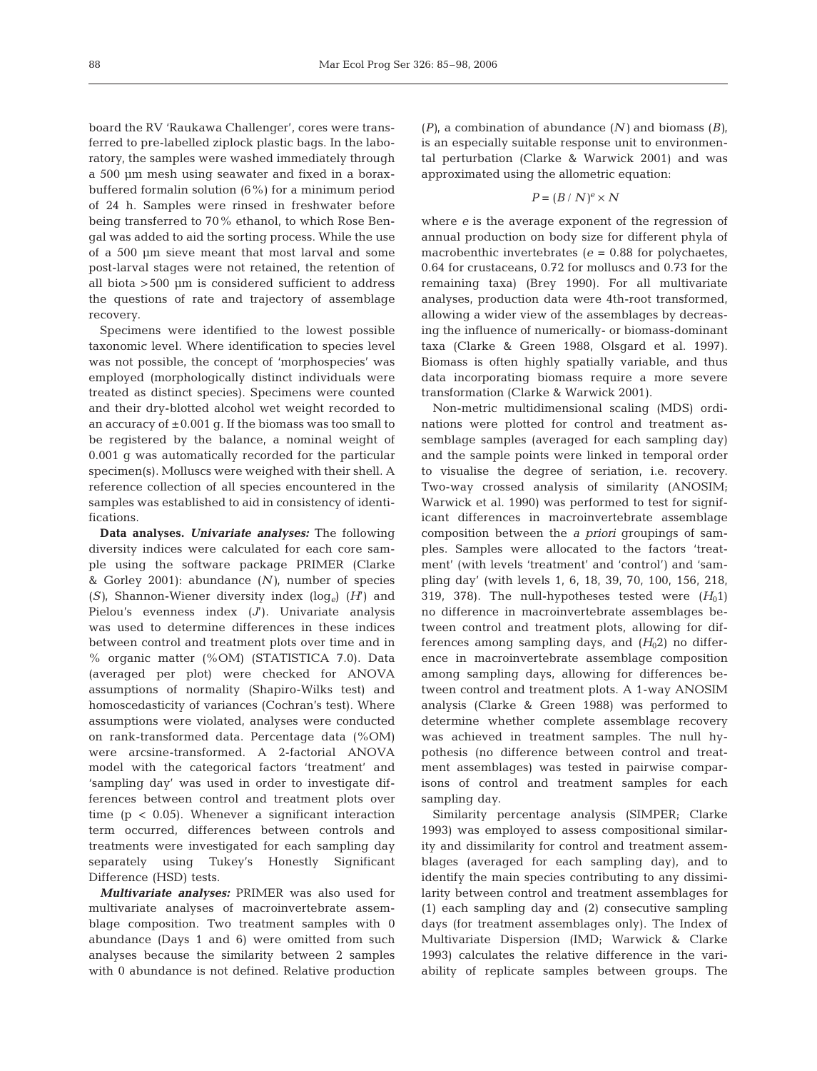board the RV 'Raukawa Challenger', cores were transferred to pre-labelled ziplock plastic bags. In the laboratory, the samples were washed immediately through a 500 µm mesh using seawater and fixed in a borax-buffered formalin solution (6%) for a minimum period of 24 h. Samples were rinsed in freshwater before being transferred to 70% ethanol, to which Rose Bengal was added to aid the sorting process. While the use of a 500 µm sieve meant that most larval and some post-larval stages were not retained, the retention of all biota >500 µm is considered sufficient to address the questions of rate and trajectory of assemblage recovery.

Specimens were identified to the lowest possible taxonomic level. Where identification to species level was not possible, the concept of 'morphospecies' was employed (morphologically distinct individuals were treated as distinct species). Specimens were counted and their dry-blotted alcohol wet weight recorded to an accuracy of ±0.001 g. If the biomass was too small to be registered by the balance, a nominal weight of 0.001 g was automatically recorded for the particular specimen(s). Molluscs were weighed with their shell. A reference collection of all species encountered in the samples was established to aid in consistency of identifications.

**Data analyses.** ***Univariate analyses:*** The following diversity indices were calculated for each core sample using the software package PRIMER (Clarke & Gorley 2001): abundance ($N$), number of species ($S$), Shannon-Wiener diversity index ($\log_e$) ($H'$) and Pielou's evenness index ($J'$). Univariate analysis was used to determine differences in these indices between control and treatment plots over time and in % organic matter (%OM) (STATISTICA 7.0). Data (averaged per plot) were checked for ANOVA assumptions of normality (Shapiro-Wilks test) and homoscedasticity of variances (Cochran's test). Where assumptions were violated, analyses were conducted on rank-transformed data. Percentage data (%OM) were arcsine-transformed. A 2-factorial ANOVA model with the categorical factors 'treatment' and 'sampling day' was used in order to investigate differences between control and treatment plots over time ($p < 0.05$). Whenever a significant interaction term occurred, differences between controls and treatments were investigated for each sampling day separately using Tukey's Honestly Significant Difference (HSD) tests.

***Multivariate analyses:*** PRIMER was also used for multivariate analyses of macroinvertebrate assemblage composition. Two treatment samples with 0 abundance (Days 1 and 6) were omitted from such analyses because the similarity between 2 samples with 0 abundance is not defined. Relative production ($P$), a combination of abundance ($N$) and biomass ($B$), is an especially suitable response unit to environmental perturbation (Clarke & Warwick 2001) and was approximated using the allometric equation:

$$P = (B / N)^e \times N$$

where $e$ is the average exponent of the regression of annual production on body size for different phyla of macrobenthic invertebrates ($e$ = 0.88 for polychaetes, 0.64 for crustaceans, 0.72 for molluscs and 0.73 for the remaining taxa) (Brey 1990). For all multivariate analyses, production data were 4th-root transformed, allowing a wider view of the assemblages by decreasing the influence of numerically- or biomass-dominant taxa (Clarke & Green 1988, Olsgard et al. 1997). Biomass is often highly spatially variable, and thus data incorporating biomass require a more severe transformation (Clarke & Warwick 2001).

Non-metric multidimensional scaling (MDS) ordinations were plotted for control and treatment assemblage samples (averaged for each sampling day) and the sample points were linked in temporal order to visualise the degree of seriation, i.e. recovery. Two-way crossed analysis of similarity (ANOSIM; Warwick et al. 1990) was performed to test for significant differences in macroinvertebrate assemblage composition between the *a priori* groupings of samples. Samples were allocated to the factors 'treatment' (with levels 'treatment' and 'control') and 'sampling day' (with levels 1, 6, 18, 39, 70, 100, 156, 218, 319, 378). The null-hypotheses tested were ($H_01$) no difference in macroinvertebrate assemblages between control and treatment plots, allowing for differences among sampling days, and ($H_02$) no difference in macroinvertebrate assemblage composition among sampling days, allowing for differences between control and treatment plots. A 1-way ANOSIM analysis (Clarke & Green 1988) was performed to determine whether complete assemblage recovery was achieved in treatment samples. The null hypothesis (no difference between control and treatment assemblages) was tested in pairwise comparisons of control and treatment samples for each sampling day.

Similarity percentage analysis (SIMPER; Clarke 1993) was employed to assess compositional similarity and dissimilarity for control and treatment assemblages (averaged for each sampling day), and to identify the main species contributing to any dissimilarity between control and treatment assemblages for (1) each sampling day and (2) consecutive sampling days (for treatment assemblages only). The Index of Multivariate Dispersion (IMD; Warwick & Clarke 1993) calculates the relative difference in the variability of replicate samples between groups. The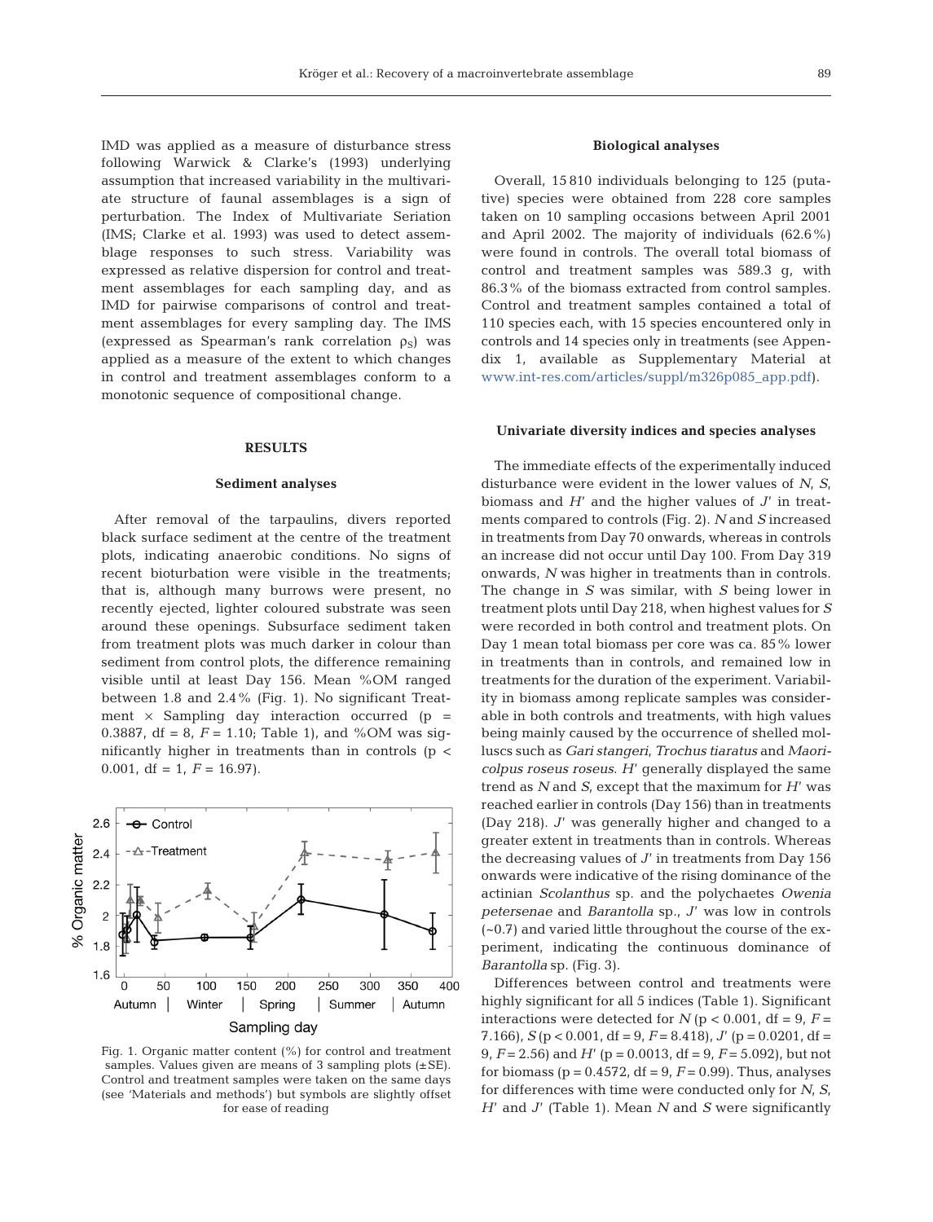IMD was applied as a measure of disturbance stress following Warwick & Clarke's (1993) underlying assumption that increased variability in the multivariate structure of faunal assemblages is a sign of perturbation. The Index of Multivariate Seriation (IMS; Clarke et al. 1993) was used to detect assemblage responses to such stress. Variability was expressed as relative dispersion for control and treatment assemblages for each sampling day, and as IMD for pairwise comparisons of control and treatment assemblages for every sampling day. The IMS (expressed as Spearman's rank correlation $\rho_S$) was applied as a measure of the extent to which changes in control and treatment assemblages conform to a monotonic sequence of compositional change.

## RESULTS

### Sediment analyses

After removal of the tarpaulins, divers reported black surface sediment at the centre of the treatment plots, indicating anaerobic conditions. No signs of recent bioturbation were visible in the treatments; that is, although many burrows were present, no recently ejected, lighter coloured substrate was seen around these openings. Subsurface sediment taken from treatment plots was much darker in colour than sediment from control plots, the difference remaining visible until at least Day 156. Mean %OM ranged between 1.8 and 2.4% (Fig. 1). No significant Treatment × Sampling day interaction occurred ($p = 0.3887$, df = 8, $F = 1.10$; Table 1), and %OM was significantly higher in treatments than in controls ($p < 0.001$, df = 1, $F = 16.97$).

Fig. 1. Organic matter content (%) for control and treatment samples. Values given are means of 3 sampling plots (±SE). Control and treatment samples were taken on the same days (see 'Materials and methods') but symbols are slightly offset for ease of reading

### Biological analyses

Overall, 15 810 individuals belonging to 125 (putative) species were obtained from 228 core samples taken on 10 sampling occasions between April 2001 and April 2002. The majority of individuals (62.6%) were found in controls. The overall total biomass of control and treatment samples was 589.3 g, with 86.3% of the biomass extracted from control samples. Control and treatment samples contained a total of 110 species each, with 15 species encountered only in controls and 14 species only in treatments (see Appendix 1, available as Supplementary Material at www.int-res.com/articles/suppl/m326p085_app.pdf).

### Univariate diversity indices and species analyses

The immediate effects of the experimentally induced disturbance were evident in the lower values of $N$, $S$, biomass and $H'$ and the higher values of $J'$ in treatments compared to controls (Fig. 2). $N$ and $S$ increased in treatments from Day 70 onwards, whereas in controls an increase did not occur until Day 100. From Day 319 onwards, $N$ was higher in treatments than in controls. The change in $S$ was similar, with $S$ being lower in treatment plots until Day 218, when highest values for $S$ were recorded in both control and treatment plots. On Day 1 mean total biomass per core was ca. 85% lower in treatments than in controls, and remained low in treatments for the duration of the experiment. Variability in biomass among replicate samples was considerable in both controls and treatments, with high values being mainly caused by the occurrence of shelled molluscs such as *Gari stangeri*, *Trochus tiaratus* and *Maoricolpus roseus roseus*. $H'$ generally displayed the same trend as $N$ and $S$, except that the maximum for $H'$ was reached earlier in controls (Day 156) than in treatments (Day 218). $J'$ was generally higher and changed to a greater extent in treatments than in controls. Whereas the decreasing values of $J'$ in treatments from Day 156 onwards were indicative of the rising dominance of the actinian *Scolanthus* sp. and the polychaetes *Owenia petersenae* and *Barantolla* sp., $J'$ was low in controls (~0.7) and varied little throughout the course of the experiment, indicating the continuous dominance of *Barantolla* sp. (Fig. 3).

Differences between control and treatments were highly significant for all 5 indices (Table 1). Significant interactions were detected for $N$ ($p < 0.001$, df = 9, $F = 7.166$), $S$ ($p < 0.001$, df = 9, $F = 8.418$), $J'$ ($p = 0.0201$, df = 9, $F = 2.56$) and $H'$ ($p = 0.0013$, df = 9, $F = 5.092$), but not for biomass ($p = 0.4572$, df = 9, $F = 0.99$). Thus, analyses for differences with time were conducted only for $N$, $S$, $H'$ and $J'$ (Table 1). Mean $N$ and $S$ were significantly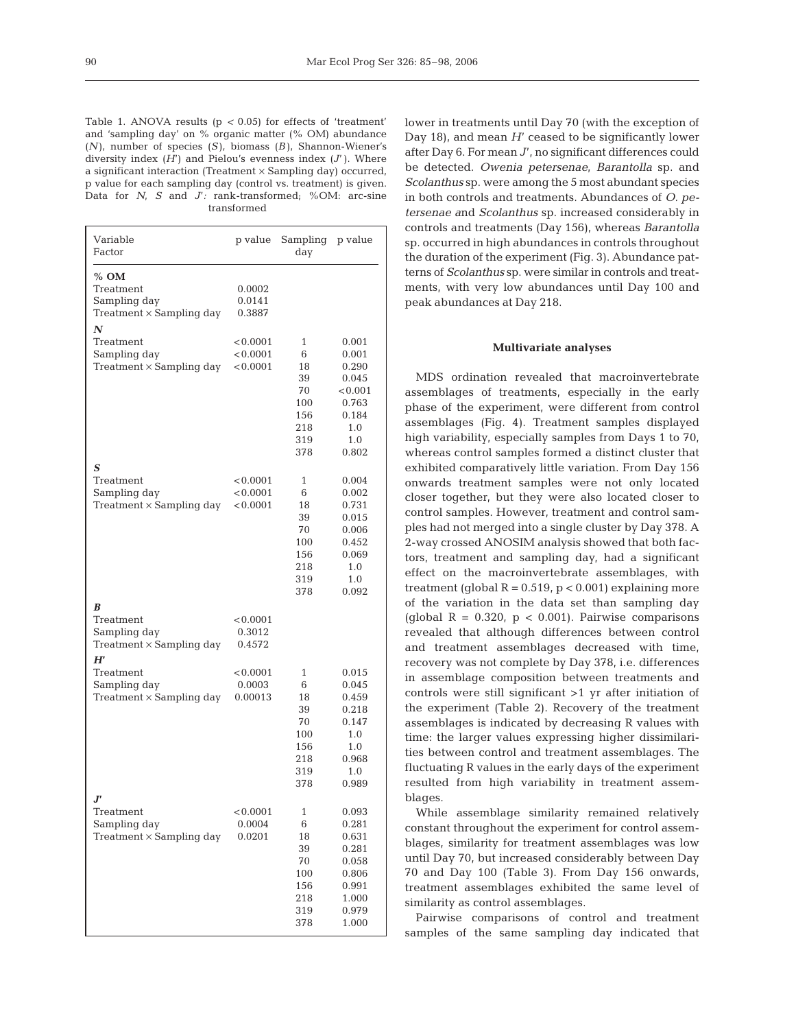Table 1. ANOVA results ($p < 0.05$) for effects of 'treatment' and 'sampling day' on % organic matter (% OM) abundance ($N$), number of species ($S$), biomass ($B$), Shannon-Wiener's diversity index ($H'$) and Pielou's evenness index ($J'$). Where a significant interaction (Treatment × Sampling day) occurred, p value for each sampling day (control vs. treatment) is given. Data for $N$, $S$ and $J'$: rank-transformed; %OM: arc-sine transformed

| Variable<br>Factor | p value | Sampling day | p value |
|---|---|---|---|
| **% OM** | | | |
| Treatment | 0.0002 | | |
| Sampling day | 0.0141 | | |
| Treatment × Sampling day | 0.3887 | | |
| ***N*** | | | |
| Treatment | <0.0001 | 1 | 0.001 |
| Sampling day | <0.0001 | 6 | 0.001 |
| Treatment × Sampling day | <0.0001 | 18 | 0.290 |
| | | 39 | 0.045 |
| | | 70 | <0.001 |
| | | 100 | 0.763 |
| | | 156 | 0.184 |
| | | 218 | 1.0 |
| | | 319 | 1.0 |
| | | 378 | 0.802 |
| ***S*** | | | |
| Treatment | <0.0001 | 1 | 0.004 |
| Sampling day | <0.0001 | 6 | 0.002 |
| Treatment × Sampling day | <0.0001 | 18 | 0.731 |
| | | 39 | 0.015 |
| | | 70 | 0.006 |
| | | 100 | 0.452 |
| | | 156 | 0.069 |
| | | 218 | 1.0 |
| | | 319 | 1.0 |
| | | 378 | 0.092 |
| ***B*** | | | |
| Treatment | <0.0001 | | |
| Sampling day | 0.3012 | | |
| Treatment × Sampling day | 0.4572 | | |
| ***H'*** | | | |
| Treatment | <0.0001 | 1 | 0.015 |
| Sampling day | 0.0003 | 6 | 0.045 |
| Treatment × Sampling day | 0.00013 | 18 | 0.459 |
| | | 39 | 0.218 |
| | | 70 | 0.147 |
| | | 100 | 1.0 |
| | | 156 | 1.0 |
| | | 218 | 0.968 |
| | | 319 | 1.0 |
| | | 378 | 0.989 |
| ***J'*** | | | |
| Treatment | <0.0001 | 1 | 0.093 |
| Sampling day | 0.0004 | 6 | 0.281 |
| Treatment × Sampling day | 0.0201 | 18 | 0.631 |
| | | 39 | 0.281 |
| | | 70 | 0.058 |
| | | 100 | 0.806 |
| | | 156 | 0.991 |
| | | 218 | 1.000 |
| | | 319 | 0.979 |
| | | 378 | 1.000 |

lower in treatments until Day 70 (with the exception of Day 18), and mean $H'$ ceased to be significantly lower after Day 6. For mean $J'$, no significant differences could be detected. *Owenia petersenae*, *Barantolla* sp. and *Scolanthus* sp. were among the 5 most abundant species in both controls and treatments. Abundances of *O. petersenae* and *Scolanthus* sp. increased considerably in controls and treatments (Day 156), whereas *Barantolla* sp. occurred in high abundances in controls throughout the duration of the experiment (Fig. 3). Abundance patterns of *Scolanthus* sp. were similar in controls and treatments, with very low abundances until Day 100 and peak abundances at Day 218.

### Multivariate analyses

MDS ordination revealed that macroinvertebrate assemblages of treatments, especially in the early phase of the experiment, were different from control assemblages (Fig. 4). Treatment samples displayed high variability, especially samples from Days 1 to 70, whereas control samples formed a distinct cluster that exhibited comparatively little variation. From Day 156 onwards treatment samples were not only located closer together, but they were also located closer to control samples. However, treatment and control samples had not merged into a single cluster by Day 378. A 2-way crossed ANOSIM analysis showed that both factors, treatment and sampling day, had a significant effect on the macroinvertebrate assemblages, with treatment (global $R = 0.519$, $p < 0.001$) explaining more of the variation in the data set than sampling day (global $R = 0.320$, $p < 0.001$). Pairwise comparisons revealed that although differences between control and treatment assemblages decreased with time, recovery was not complete by Day 378, i.e. differences in assemblage composition between treatments and controls were still significant >1 yr after initiation of the experiment (Table 2). Recovery of the treatment assemblages is indicated by decreasing R values with time: the larger values expressing higher dissimilarities between control and treatment assemblages. The fluctuating R values in the early days of the experiment resulted from high variability in treatment assemblages.

While assemblage similarity remained relatively constant throughout the experiment for control assemblages, similarity for treatment assemblages was low until Day 70, but increased considerably between Day 70 and Day 100 (Table 3). From Day 156 onwards, treatment assemblages exhibited the same level of similarity as control assemblages.

Pairwise comparisons of control and treatment samples of the same sampling day indicated that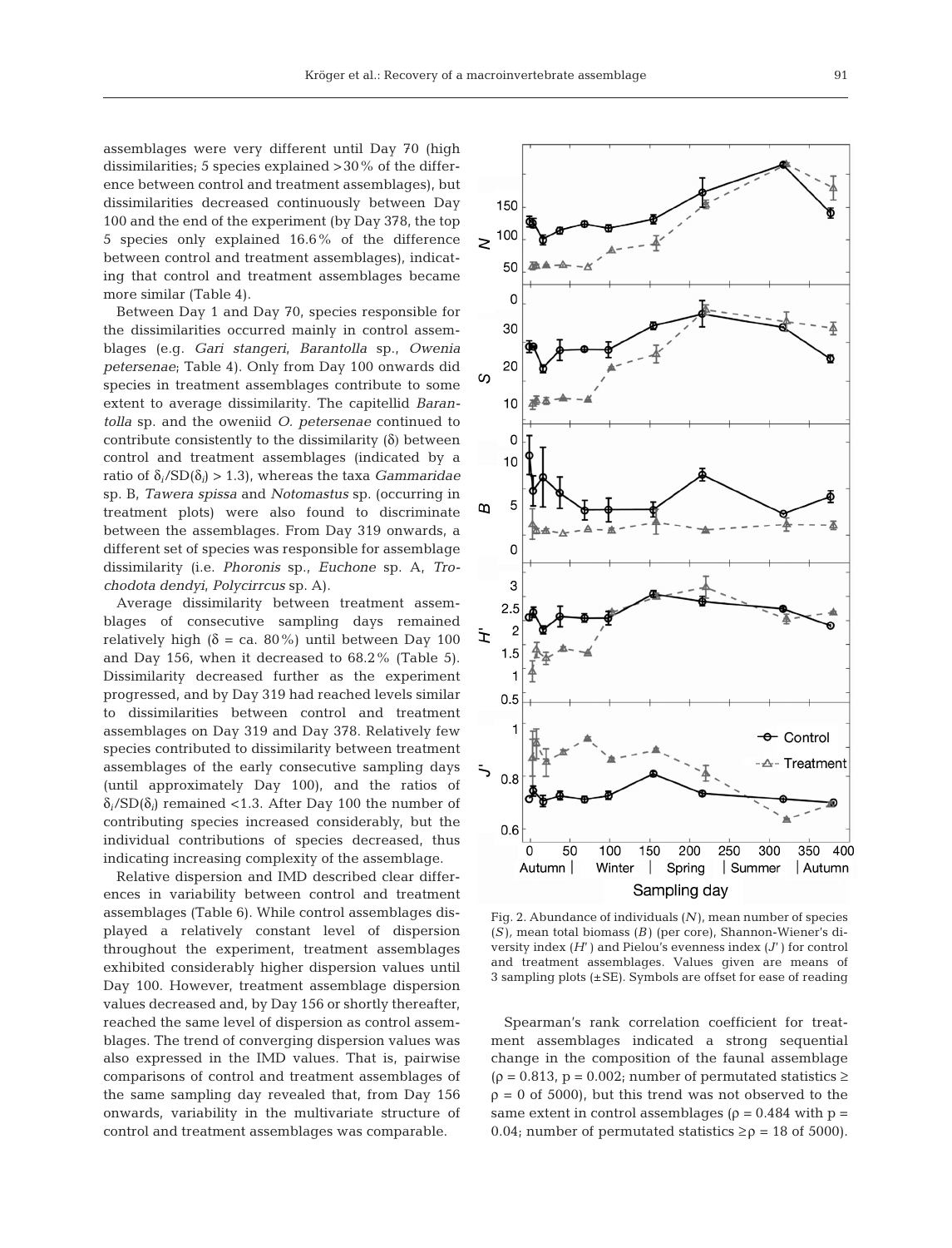assemblages were very different until Day 70 (high dissimilarities; 5 species explained >30% of the difference between control and treatment assemblages), but dissimilarities decreased continuously between Day 100 and the end of the experiment (by Day 378, the top 5 species only explained 16.6% of the difference between control and treatment assemblages), indicating that control and treatment assemblages became more similar (Table 4).

Between Day 1 and Day 70, species responsible for the dissimilarities occurred mainly in control assemblages (e.g. *Gari stangeri*, *Barantolla* sp., *Owenia petersenae*; Table 4). Only from Day 100 onwards did species in treatment assemblages contribute to some extent to average dissimilarity. The capitellid *Barantolla* sp. and the oweniid *O. petersenae* continued to contribute consistently to the dissimilarity (δ) between control and treatment assemblages (indicated by a ratio of $\delta_i/SD(\delta_i) > 1.3$), whereas the taxa *Gammaridae* sp. B, *Tawera spissa* and *Notomastus* sp. (occurring in treatment plots) were also found to discriminate between the assemblages. From Day 319 onwards, a different set of species was responsible for assemblage dissimilarity (i.e. *Phoronis* sp., *Euchone* sp. A, *Trochodota dendyi*, *Polycirrcus* sp. A).

Average dissimilarity between treatment assemblages of consecutive sampling days remained relatively high (δ = ca. 80%) until between Day 100 and Day 156, when it decreased to 68.2% (Table 5). Dissimilarity decreased further as the experiment progressed, and by Day 319 had reached levels similar to dissimilarities between control and treatment assemblages on Day 319 and Day 378. Relatively few species contributed to dissimilarity between treatment assemblages of the early consecutive sampling days (until approximately Day 100), and the ratios of $\delta_i/SD(\delta_i)$ remained <1.3. After Day 100 the number of contributing species increased considerably, but the individual contributions of species decreased, thus indicating increasing complexity of the assemblage.

Relative dispersion and IMD described clear differences in variability between control and treatment assemblages (Table 6). While control assemblages displayed a relatively constant level of dispersion throughout the experiment, treatment assemblages exhibited considerably higher dispersion values until Day 100. However, treatment assemblage dispersion values decreased and, by Day 156 or shortly thereafter, reached the same level of dispersion as control assemblages. The trend of converging dispersion values was also expressed in the IMD values. That is, pairwise comparisons of control and treatment assemblages of the same sampling day revealed that, from Day 156 onwards, variability in the multivariate structure of control and treatment assemblages was comparable.

Fig. 2. Abundance of individuals ($N$), mean number of species ($S$), mean total biomass ($B$) (per core), Shannon-Wiener's diversity index ($H'$) and Pielou's evenness index ($J'$) for control and treatment assemblages. Values given are means of 3 sampling plots (±SE). Symbols are offset for ease of reading

Spearman's rank correlation coefficient for treatment assemblages indicated a strong sequential change in the composition of the faunal assemblage ($\rho = 0.813$, $p = 0.002$; number of permutated statistics ≥ $\rho = 0$ of 5000), but this trend was not observed to the same extent in control assemblages ($\rho = 0.484$ with $p = 0.04$; number of permutated statistics $\geq \rho = 18$ of 5000).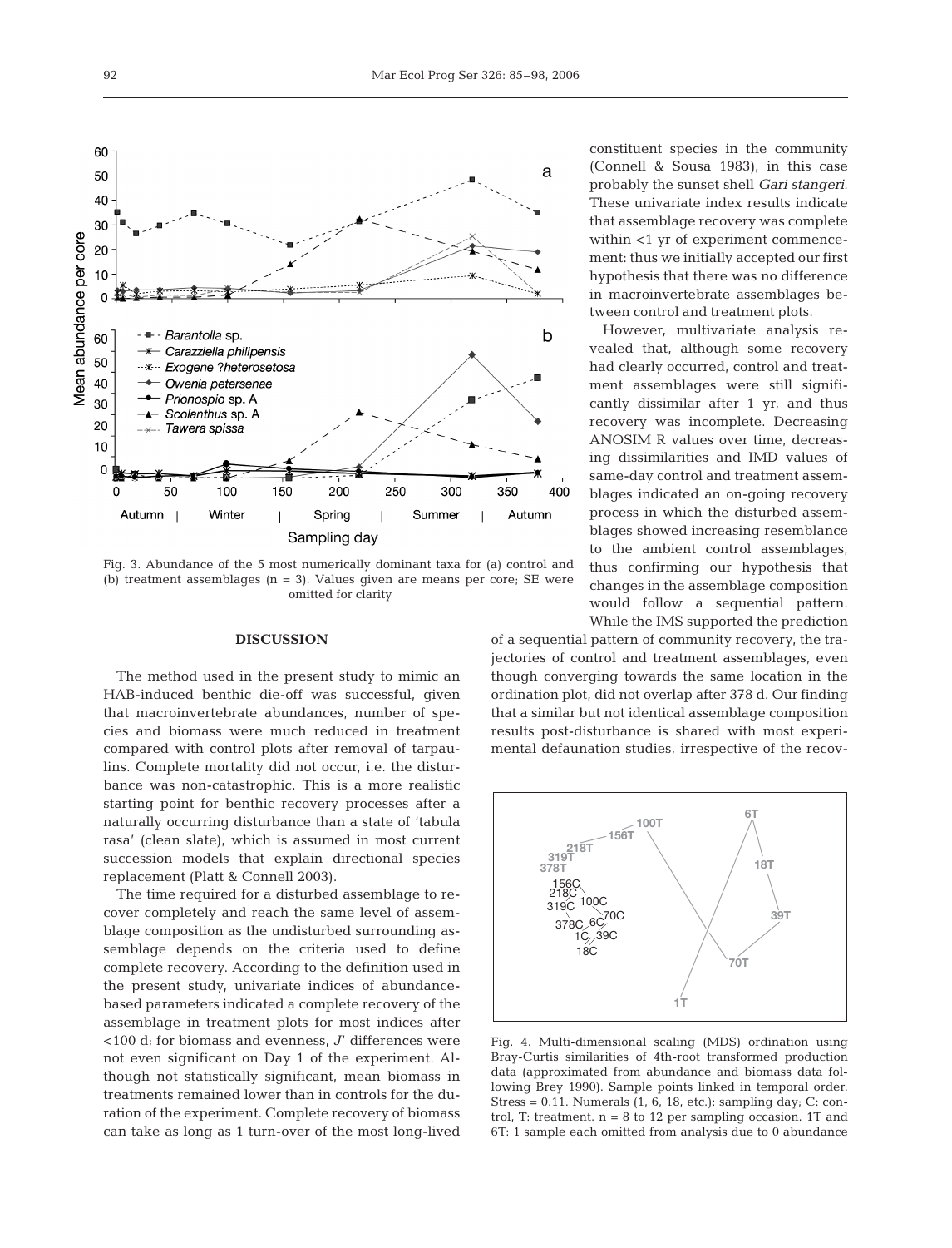constituent species in the community (Connell & Sousa 1983), in this case probably the sunset shell *Gari stangeri*. These univariate index results indicate that assemblage recovery was complete within <1 yr of experiment commencement: thus we initially accepted our first hypothesis that there was no difference in macroinvertebrate assemblages between control and treatment plots.

However, multivariate analysis revealed that, although some recovery had clearly occurred, control and treatment assemblages were still significantly dissimilar after 1 yr, and thus recovery was incomplete. Decreasing ANOSIM R values over time, decreasing dissimilarities and IMD values of same-day control and treatment assemblages indicated an on-going recovery process in which the disturbed assemblages showed increasing resemblance to the ambient control assemblages, thus confirming our hypothesis that changes in the assemblage composition would follow a sequential pattern. While the IMS supported the prediction of a sequential pattern of community recovery, the trajectories of control and treatment assemblages, even though converging towards the same location in the ordination plot, did not overlap after 378 d. Our finding that a similar but not identical assemblage composition results post-disturbance is shared with most experimental defaunation studies, irrespective of the recov-

Fig. 3. Abundance of the 5 most numerically dominant taxa for (a) control and (b) treatment assemblages (n = 3). Values given are means per core; SE were omitted for clarity

Fig. 4. Multi-dimensional scaling (MDS) ordination using Bray-Curtis similarities of 4th-root transformed production data (approximated from abundance and biomass data following Brey 1990). Sample points linked in temporal order. Stress = 0.11. Numerals (1, 6, 18, etc.): sampling day; C: control, T: treatment. n = 8 to 12 per sampling occasion. 1T and 6T: 1 sample each omitted from analysis due to 0 abundance

## DISCUSSION

The method used in the present study to mimic an HAB-induced benthic die-off was successful, given that macroinvertebrate abundances, number of species and biomass were much reduced in treatment compared with control plots after removal of tarpaulins. Complete mortality did not occur, i.e. the disturbance was non-catastrophic. This is a more realistic starting point for benthic recovery processes after a naturally occurring disturbance than a state of 'tabula rasa' (clean slate), which is assumed in most current succession models that explain directional species replacement (Platt & Connell 2003).

The time required for a disturbed assemblage to recover completely and reach the same level of assemblage composition as the undisturbed surrounding assemblage depends on the criteria used to define complete recovery. According to the definition used in the present study, univariate indices of abundance-based parameters indicated a complete recovery of the assemblage in treatment plots for most indices after <100 d; for biomass and evenness, *J'* differences were not even significant on Day 1 of the experiment. Although not statistically significant, mean biomass in treatments remained lower than in controls for the duration of the experiment. Complete recovery of biomass can take as long as 1 turn-over of the most long-lived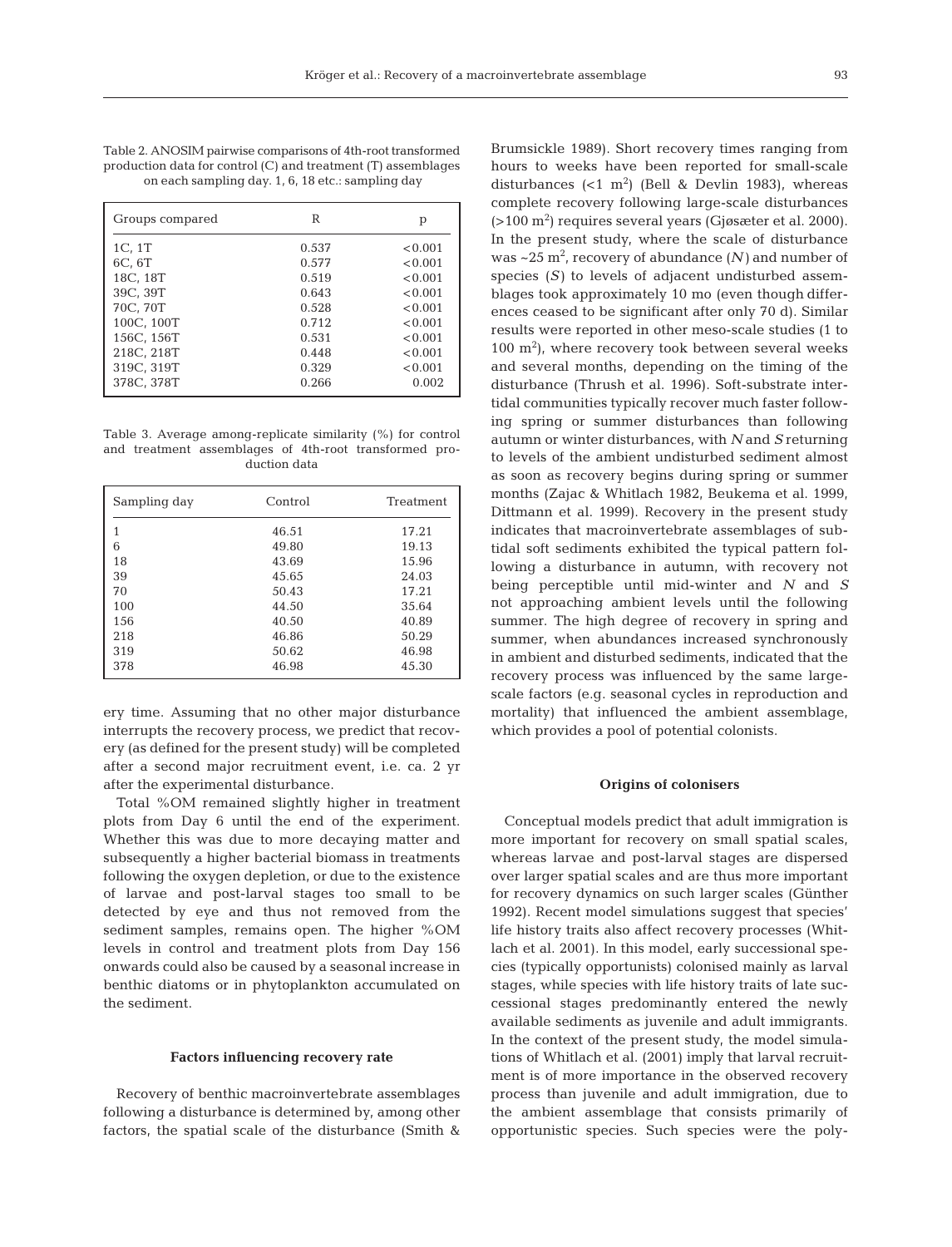Table 2. ANOSIM pairwise comparisons of 4th-root transformed production data for control (C) and treatment (T) assemblages on each sampling day. 1, 6, 18 etc.: sampling day

| Groups compared | R | p |
|---|---|---|
| 1C, 1T | 0.537 | <0.001 |
| 6C, 6T | 0.577 | <0.001 |
| 18C, 18T | 0.519 | <0.001 |
| 39C, 39T | 0.643 | <0.001 |
| 70C, 70T | 0.528 | <0.001 |
| 100C, 100T | 0.712 | <0.001 |
| 156C, 156T | 0.531 | <0.001 |
| 218C, 218T | 0.448 | <0.001 |
| 319C, 319T | 0.329 | <0.001 |
| 378C, 378T | 0.266 | 0.002 |

Table 3. Average among-replicate similarity (%) for control and treatment assemblages of 4th-root transformed production data

| Sampling day | Control | Treatment |
|---|---|---|
| 1 | 46.51 | 17.21 |
| 6 | 49.80 | 19.13 |
| 18 | 43.69 | 15.96 |
| 39 | 45.65 | 24.03 |
| 70 | 50.43 | 17.21 |
| 100 | 44.50 | 35.64 |
| 156 | 40.50 | 40.89 |
| 218 | 46.86 | 50.29 |
| 319 | 50.62 | 46.98 |
| 378 | 46.98 | 45.30 |

ery time. Assuming that no other major disturbance interrupts the recovery process, we predict that recovery (as defined for the present study) will be completed after a second major recruitment event, i.e. ca. 2 yr after the experimental disturbance.

Total %OM remained slightly higher in treatment plots from Day 6 until the end of the experiment. Whether this was due to more decaying matter and subsequently a higher bacterial biomass in treatments following the oxygen depletion, or due to the existence of larvae and post-larval stages too small to be detected by eye and thus not removed from the sediment samples, remains open. The higher %OM levels in control and treatment plots from Day 156 onwards could also be caused by a seasonal increase in benthic diatoms or in phytoplankton accumulated on the sediment.

### Factors influencing recovery rate

Recovery of benthic macroinvertebrate assemblages following a disturbance is determined by, among other factors, the spatial scale of the disturbance (Smith & Brumsickle 1989). Short recovery times ranging from hours to weeks have been reported for small-scale disturbances (<1 $m^2$) (Bell & Devlin 1983), whereas complete recovery following large-scale disturbances (>100 $m^2$) requires several years (Gjøsæter et al. 2000). In the present study, where the scale of disturbance was ~25 $m^2$, recovery of abundance ($N$) and number of species ($S$) to levels of adjacent undisturbed assemblages took approximately 10 mo (even though differences ceased to be significant after only 70 d). Similar results were reported in other meso-scale studies (1 to 100 $m^2$), where recovery took between several weeks and several months, depending on the timing of the disturbance (Thrush et al. 1996). Soft-substrate intertidal communities typically recover much faster following spring or summer disturbances than following autumn or winter disturbances, with $N$ and $S$ returning to levels of the ambient undisturbed sediment almost as soon as recovery begins during spring or summer months (Zajac & Whitlach 1982, Beukema et al. 1999, Dittmann et al. 1999). Recovery in the present study indicates that macroinvertebrate assemblages of subtidal soft sediments exhibited the typical pattern following a disturbance in autumn, with recovery not being perceptible until mid-winter and $N$ and $S$ not approaching ambient levels until the following summer. The high degree of recovery in spring and summer, when abundances increased synchronously in ambient and disturbed sediments, indicated that the recovery process was influenced by the same large-scale factors (e.g. seasonal cycles in reproduction and mortality) that influenced the ambient assemblage, which provides a pool of potential colonists.

### Origins of colonisers

Conceptual models predict that adult immigration is more important for recovery on small spatial scales, whereas larvae and post-larval stages are dispersed over larger spatial scales and are thus more important for recovery dynamics on such larger scales (Günther 1992). Recent model simulations suggest that species' life history traits also affect recovery processes (Whitlach et al. 2001). In this model, early successional species (typically opportunists) colonised mainly as larval stages, while species with life history traits of late successional stages predominantly entered the newly available sediments as juvenile and adult immigrants. In the context of the present study, the model simulations of Whitlach et al. (2001) imply that larval recruitment is of more importance in the observed recovery process than juvenile and adult immigration, due to the ambient assemblage that consists primarily of opportunistic species. Such species were the poly-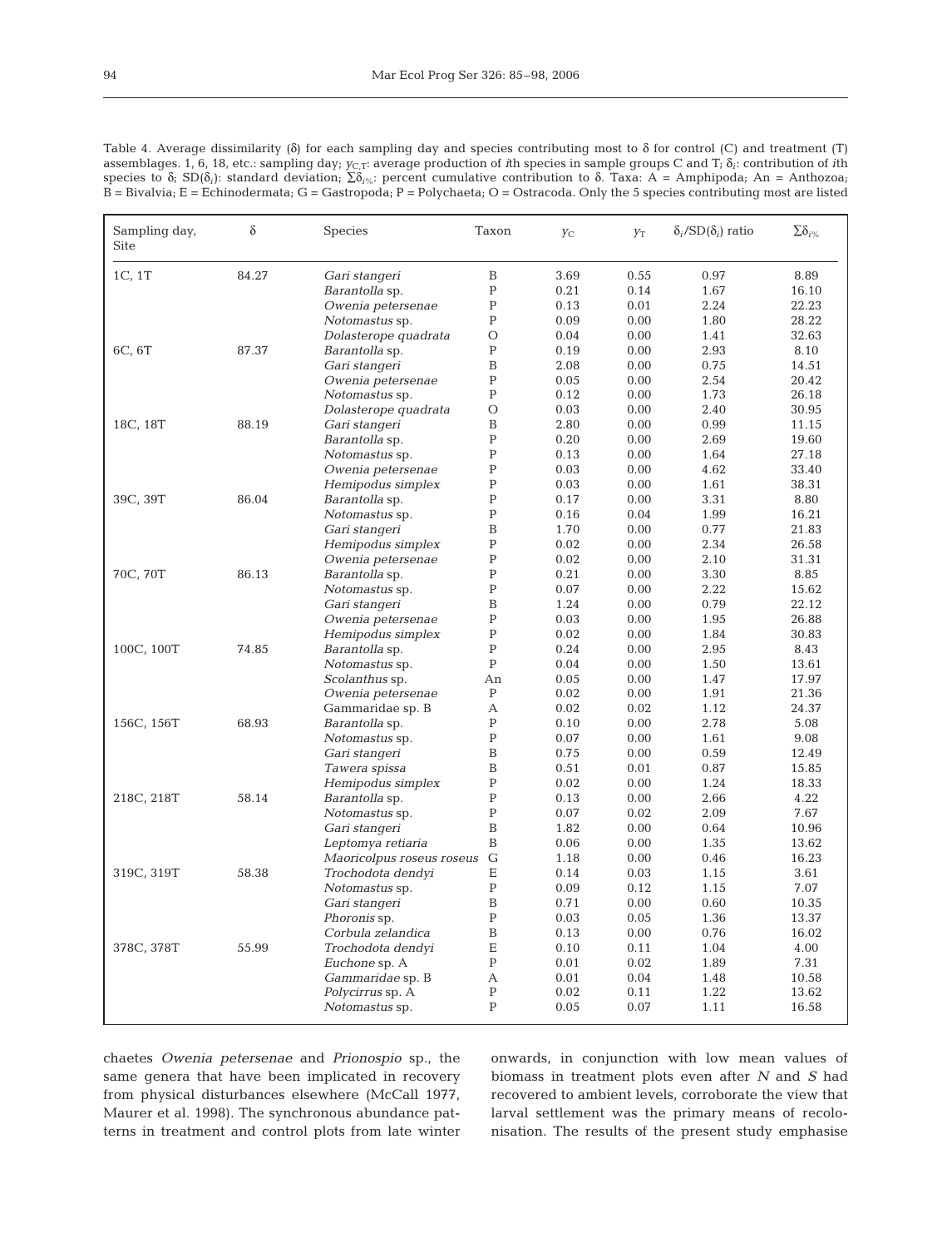Table 4. Average dissimilarity (δ) for each sampling day and species contributing most to δ for control (C) and treatment (T) assemblages. 1, 6, 18, etc.: sampling day; $y_{C,T}$: average production of *i*th species in sample groups C and T; $\delta_i$: contribution of *i*th species to δ; $SD(\delta_i)$: standard deviation; $\Sigma\delta_{i\%}$: percent cumulative contribution to δ. Taxa: A = Amphipoda; An = Anthozoa; B = Bivalvia; E = Echinodermata; G = Gastropoda; P = Polychaeta; O = Ostracoda. Only the 5 species contributing most are listed

| Sampling day, Site | δ | Species | Taxon | $y_C$ | $y_T$ | $\delta_i/SD(\delta_i)$ ratio | $\Sigma\delta_{i\%}$ |
|---|---|---|---|---|---|---|---|
| 1C, 1T | 84.27 | *Gari stangeri* | B | 3.69 | 0.55 | 0.97 | 8.89 |
| | | *Barantolla* sp. | P | 0.21 | 0.14 | 1.67 | 16.10 |
| | | *Owenia petersenae* | P | 0.13 | 0.01 | 2.24 | 22.23 |
| | | *Notomastus* sp. | P | 0.09 | 0.00 | 1.80 | 28.22 |
| | | *Dolasterope quadrata* | O | 0.04 | 0.00 | 1.41 | 32.63 |
| 6C, 6T | 87.37 | *Barantolla* sp. | P | 0.19 | 0.00 | 2.93 | 8.10 |
| | | *Gari stangeri* | B | 2.08 | 0.00 | 0.75 | 14.51 |
| | | *Owenia petersenae* | P | 0.05 | 0.00 | 2.54 | 20.42 |
| | | *Notomastus* sp. | P | 0.12 | 0.00 | 1.73 | 26.18 |
| | | *Dolasterope quadrata* | O | 0.03 | 0.00 | 2.40 | 30.95 |
| 18C, 18T | 88.19 | *Gari stangeri* | B | 2.80 | 0.00 | 0.99 | 11.15 |
| | | *Barantolla* sp. | P | 0.20 | 0.00 | 2.69 | 19.60 |
| | | *Notomastus* sp. | P | 0.13 | 0.00 | 1.64 | 27.18 |
| | | *Owenia petersenae* | P | 0.03 | 0.00 | 4.62 | 33.40 |
| | | *Hemipodus simplex* | P | 0.03 | 0.00 | 1.61 | 38.31 |
| 39C, 39T | 86.04 | *Barantolla* sp. | P | 0.17 | 0.00 | 3.31 | 8.80 |
| | | *Notomastus* sp. | P | 0.16 | 0.04 | 1.99 | 16.21 |
| | | *Gari stangeri* | B | 1.70 | 0.00 | 0.77 | 21.83 |
| | | *Hemipodus simplex* | P | 0.02 | 0.00 | 2.34 | 26.58 |
| | | *Owenia petersenae* | P | 0.02 | 0.00 | 2.10 | 31.31 |
| 70C, 70T | 86.13 | *Barantolla* sp. | P | 0.21 | 0.00 | 3.30 | 8.85 |
| | | *Notomastus* sp. | P | 0.07 | 0.00 | 2.22 | 15.62 |
| | | *Gari stangeri* | B | 1.24 | 0.00 | 0.79 | 22.12 |
| | | *Owenia petersenae* | P | 0.03 | 0.00 | 1.95 | 26.88 |
| | | *Hemipodus simplex* | P | 0.02 | 0.00 | 1.84 | 30.83 |
| 100C, 100T | 74.85 | *Barantolla* sp. | P | 0.24 | 0.00 | 2.95 | 8.43 |
| | | *Notomastus* sp. | P | 0.04 | 0.00 | 1.50 | 13.61 |
| | | *Scolanthus* sp. | An | 0.05 | 0.00 | 1.47 | 17.97 |
| | | *Owenia petersenae* | P | 0.02 | 0.00 | 1.91 | 21.36 |
| | | Gammaridae sp. B | A | 0.02 | 0.02 | 1.12 | 24.37 |
| 156C, 156T | 68.93 | *Barantolla* sp. | P | 0.10 | 0.00 | 2.78 | 5.08 |
| | | *Notomastus* sp. | P | 0.07 | 0.00 | 1.61 | 9.08 |
| | | *Gari stangeri* | B | 0.75 | 0.00 | 0.59 | 12.49 |
| | | *Tawera spissa* | B | 0.51 | 0.01 | 0.87 | 15.85 |
| | | *Hemipodus simplex* | P | 0.02 | 0.00 | 1.24 | 18.33 |
| 218C, 218T | 58.14 | *Barantolla* sp. | P | 0.13 | 0.00 | 2.66 | 4.22 |
| | | *Notomastus* sp. | P | 0.07 | 0.02 | 2.09 | 7.67 |
| | | *Gari stangeri* | B | 1.82 | 0.00 | 0.64 | 10.96 |
| | | *Leptomya retiaria* | B | 0.06 | 0.00 | 1.35 | 13.62 |
| | | *Maoricolpus roseus roseus* | G | 1.18 | 0.00 | 0.46 | 16.23 |
| 319C, 319T | 58.38 | *Trochodota dendyi* | E | 0.14 | 0.03 | 1.15 | 3.61 |
| | | *Notomastus* sp. | P | 0.09 | 0.12 | 1.15 | 7.07 |
| | | *Gari stangeri* | B | 0.71 | 0.00 | 0.60 | 10.35 |
| | | *Phoronis* sp. | P | 0.03 | 0.05 | 1.36 | 13.37 |
| | | *Corbula zelandica* | B | 0.13 | 0.00 | 0.76 | 16.02 |
| 378C, 378T | 55.99 | *Trochodota dendyi* | E | 0.10 | 0.11 | 1.04 | 4.00 |
| | | *Euchone* sp. A | P | 0.01 | 0.02 | 1.89 | 7.31 |
| | | Gammaridae sp. B | A | 0.01 | 0.04 | 1.48 | 10.58 |
| | | *Polycirrus* sp. A | P | 0.02 | 0.11 | 1.22 | 13.62 |
| | | *Notomastus* sp. | P | 0.05 | 0.07 | 1.11 | 16.58 |

chaetes *Owenia petersenae* and *Prionospio* sp., the same genera that have been implicated in recovery from physical disturbances elsewhere (McCall 1977, Maurer et al. 1998). The synchronous abundance patterns in treatment and control plots from late winter onwards, in conjunction with low mean values of biomass in treatment plots even after *N* and *S* had recovered to ambient levels, corroborate the view that larval settlement was the primary means of recolonisation. The results of the present study emphasise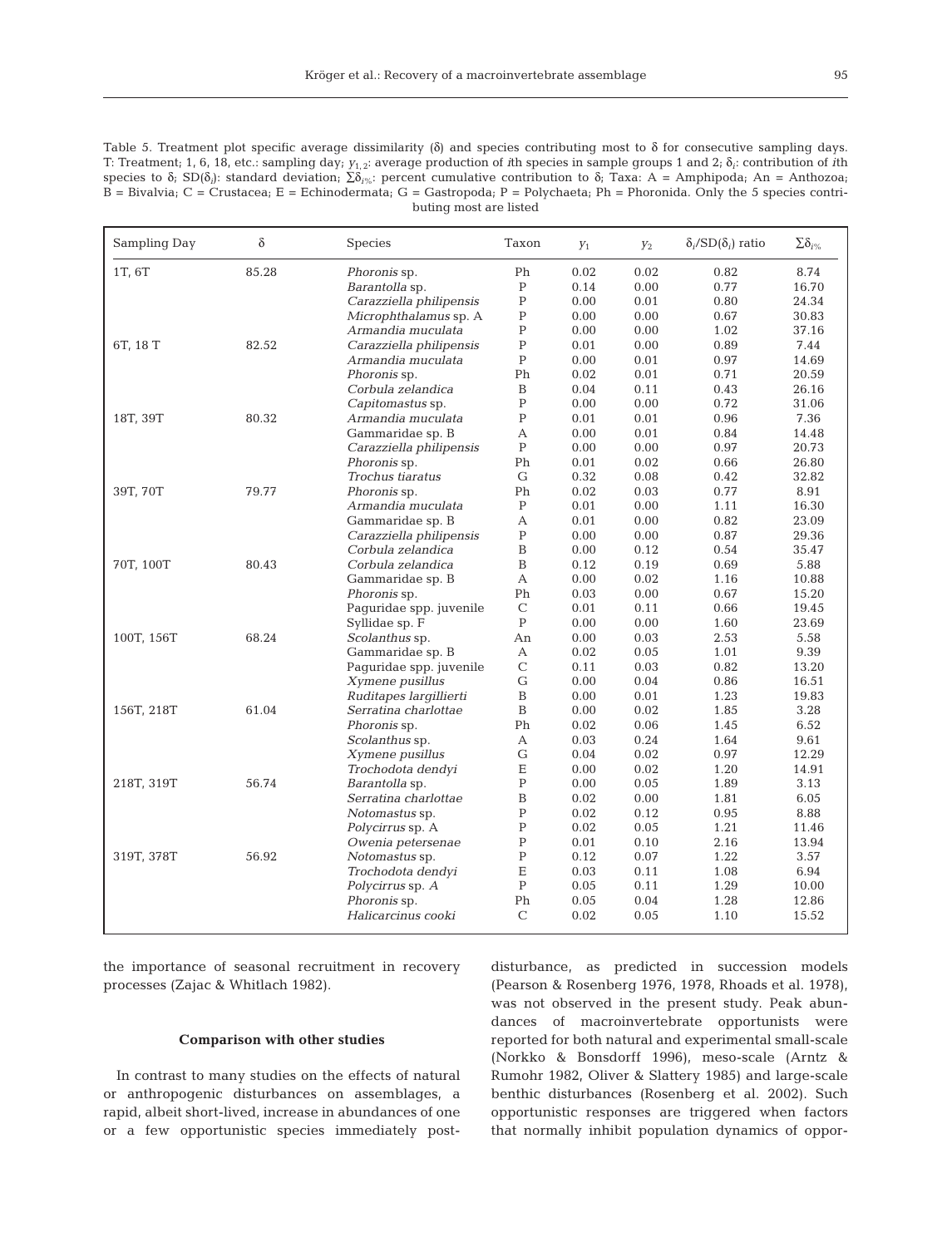Table 5. Treatment plot specific average dissimilarity (δ) and species contributing most to δ for consecutive sampling days. T: Treatment; 1, 6, 18, etc.: sampling day; $y_{1,2}$: average production of *i*th species in sample groups 1 and 2; $\delta_i$: contribution of *i*th species to δ; SD($\delta_i$): standard deviation; $\Sigma\delta_{i\%}$: percent cumulative contribution to δ; Taxa: A = Amphipoda; An = Anthozoa; B = Bivalvia; C = Crustacea; E = Echinodermata; G = Gastropoda; P = Polychaeta; Ph = Phoronida. Only the 5 species contributing most are listed

| Sampling Day | δ | Species | Taxon | $y_1$ | $y_2$ | $\delta_i$/SD($\delta_i$) ratio | $\Sigma\delta_{i\%}$ |
|---|---|---|---|---|---|---|---|
| 1T, 6T | 85.28 | *Phoronis* sp. | Ph | 0.02 | 0.02 | 0.82 | 8.74 |
| | | *Barantolla* sp. | P | 0.14 | 0.00 | 0.77 | 16.70 |
| | | *Carazziella philipensis* | P | 0.00 | 0.01 | 0.80 | 24.34 |
| | | *Microphthalamus* sp. A | P | 0.00 | 0.00 | 0.67 | 30.83 |
| | | *Armandia muculata* | P | 0.00 | 0.00 | 1.02 | 37.16 |
| 6T, 18 T | 82.52 | *Carazziella philipensis* | P | 0.01 | 0.00 | 0.89 | 7.44 |
| | | *Armandia muculata* | P | 0.00 | 0.01 | 0.97 | 14.69 |
| | | *Phoronis* sp. | Ph | 0.02 | 0.01 | 0.71 | 20.59 |
| | | *Corbula zelandica* | B | 0.04 | 0.11 | 0.43 | 26.16 |
| | | *Capitomastus* sp. | P | 0.00 | 0.00 | 0.72 | 31.06 |
| 18T, 39T | 80.32 | *Armandia muculata* | P | 0.01 | 0.01 | 0.96 | 7.36 |
| | | Gammaridae sp. B | A | 0.00 | 0.01 | 0.84 | 14.48 |
| | | *Carazziella philipensis* | P | 0.00 | 0.00 | 0.97 | 20.73 |
| | | *Phoronis* sp. | Ph | 0.01 | 0.02 | 0.66 | 26.80 |
| | | *Trochus tiaratus* | G | 0.32 | 0.08 | 0.42 | 32.82 |
| 39T, 70T | 79.77 | *Phoronis* sp. | Ph | 0.02 | 0.03 | 0.77 | 8.91 |
| | | *Armandia muculata* | P | 0.01 | 0.00 | 1.11 | 16.30 |
| | | Gammaridae sp. B | A | 0.01 | 0.00 | 0.82 | 23.09 |
| | | *Carazziella philipensis* | P | 0.00 | 0.00 | 0.87 | 29.36 |
| | | *Corbula zelandica* | B | 0.00 | 0.12 | 0.54 | 35.47 |
| 70T, 100T | 80.43 | *Corbula zelandica* | B | 0.12 | 0.19 | 0.69 | 5.88 |
| | | Gammaridae sp. B | A | 0.00 | 0.02 | 1.16 | 10.88 |
| | | *Phoronis* sp. | Ph | 0.03 | 0.00 | 0.67 | 15.20 |
| | | Paguridae spp. juvenile | C | 0.01 | 0.11 | 0.66 | 19.45 |
| | | Syllidae sp. F | P | 0.00 | 0.00 | 1.60 | 23.69 |
| 100T, 156T | 68.24 | *Scolanthus* sp. | An | 0.00 | 0.03 | 2.53 | 5.58 |
| | | Gammaridae sp. B | A | 0.02 | 0.05 | 1.01 | 9.39 |
| | | Paguridae spp. juvenile | C | 0.11 | 0.03 | 0.82 | 13.20 |
| | | *Xymene pusillus* | G | 0.00 | 0.04 | 0.86 | 16.51 |
| | | *Ruditapes largillierti* | B | 0.00 | 0.01 | 1.23 | 19.83 |
| 156T, 218T | 61.04 | *Serratina charlottae* | B | 0.00 | 0.02 | 1.85 | 3.28 |
| | | *Phoronis* sp. | Ph | 0.02 | 0.06 | 1.45 | 6.52 |
| | | *Scolanthus* sp. | A | 0.03 | 0.24 | 1.64 | 9.61 |
| | | *Xymene pusillus* | G | 0.04 | 0.02 | 0.97 | 12.29 |
| | | *Trochodota dendyi* | E | 0.00 | 0.02 | 1.20 | 14.91 |
| 218T, 319T | 56.74 | *Barantolla* sp. | P | 0.00 | 0.05 | 1.89 | 3.13 |
| | | *Serratina charlottae* | B | 0.02 | 0.00 | 1.81 | 6.05 |
| | | *Notomastus* sp. | P | 0.02 | 0.12 | 0.95 | 8.88 |
| | | *Polycirrus* sp. A | P | 0.02 | 0.05 | 1.21 | 11.46 |
| | | *Owenia petersenae* | P | 0.01 | 0.10 | 2.16 | 13.94 |
| 319T, 378T | 56.92 | *Notomastus* sp. | P | 0.12 | 0.07 | 1.22 | 3.57 |
| | | *Trochodota dendyi* | E | 0.03 | 0.11 | 1.08 | 6.94 |
| | | *Polycirrus* sp. *A* | P | 0.05 | 0.11 | 1.29 | 10.00 |
| | | *Phoronis* sp. | Ph | 0.05 | 0.04 | 1.28 | 12.86 |
| | | *Halicarcinus cooki* | C | 0.02 | 0.05 | 1.10 | 15.52 |

the importance of seasonal recruitment in recovery processes (Zajac & Whitlach 1982).

### Comparison with other studies

In contrast to many studies on the effects of natural or anthropogenic disturbances on assemblages, a rapid, albeit short-lived, increase in abundances of one or a few opportunistic species immediately post-disturbance, as predicted in succession models (Pearson & Rosenberg 1976, 1978, Rhoads et al. 1978), was not observed in the present study. Peak abundances of macroinvertebrate opportunists were reported for both natural and experimental small-scale (Norkko & Bonsdorff 1996), meso-scale (Arntz & Rumohr 1982, Oliver & Slattery 1985) and large-scale benthic disturbances (Rosenberg et al. 2002). Such opportunistic responses are triggered when factors that normally inhibit population dynamics of oppor-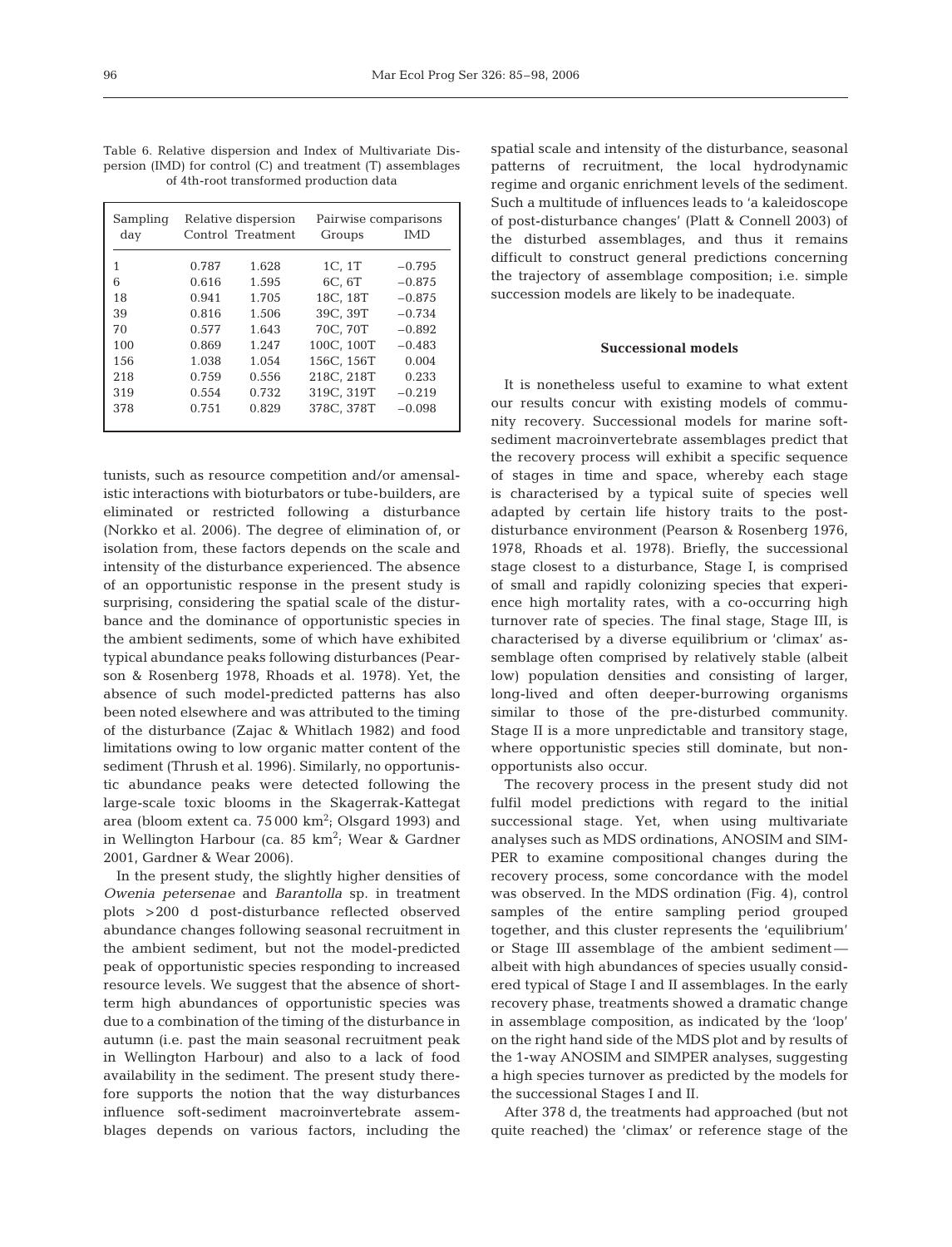Table 6. Relative dispersion and Index of Multivariate Dispersion (IMD) for control (C) and treatment (T) assemblages of 4th-root transformed production data

| Sampling day | Relative dispersion | | Pairwise comparisons | |
|---|---|---|---|---|
| | Control | Treatment | Groups | IMD |
| 1 | 0.787 | 1.628 | 1C, 1T | −0.795 |
| 6 | 0.616 | 1.595 | 6C, 6T | −0.875 |
| 18 | 0.941 | 1.705 | 18C, 18T | −0.875 |
| 39 | 0.816 | 1.506 | 39C, 39T | −0.734 |
| 70 | 0.577 | 1.643 | 70C, 70T | −0.892 |
| 100 | 0.869 | 1.247 | 100C, 100T | −0.483 |
| 156 | 1.038 | 1.054 | 156C, 156T | 0.004 |
| 218 | 0.759 | 0.556 | 218C, 218T | 0.233 |
| 319 | 0.554 | 0.732 | 319C, 319T | −0.219 |
| 378 | 0.751 | 0.829 | 378C, 378T | −0.098 |

tunists, such as resource competition and/or amensalistic interactions with bioturbators or tube-builders, are eliminated or restricted following a disturbance (Norkko et al. 2006). The degree of elimination of, or isolation from, these factors depends on the scale and intensity of the disturbance experienced. The absence of an opportunistic response in the present study is surprising, considering the spatial scale of the disturbance and the dominance of opportunistic species in the ambient sediments, some of which have exhibited typical abundance peaks following disturbances (Pearson & Rosenberg 1978, Rhoads et al. 1978). Yet, the absence of such model-predicted patterns has also been noted elsewhere and was attributed to the timing of the disturbance (Zajac & Whitlach 1982) and food limitations owing to low organic matter content of the sediment (Thrush et al. 1996). Similarly, no opportunistic abundance peaks were detected following the large-scale toxic blooms in the Skagerrak-Kattegat area (bloom extent ca. 75 000 km$^2$; Olsgard 1993) and in Wellington Harbour (ca. 85 km$^2$; Wear & Gardner 2001, Gardner & Wear 2006).

In the present study, the slightly higher densities of *Owenia petersenae* and *Barantolla* sp. in treatment plots >200 d post-disturbance reflected observed abundance changes following seasonal recruitment in the ambient sediment, but not the model-predicted peak of opportunistic species responding to increased resource levels. We suggest that the absence of short-term high abundances of opportunistic species was due to a combination of the timing of the disturbance in autumn (i.e. past the main seasonal recruitment peak in Wellington Harbour) and also to a lack of food availability in the sediment. The present study therefore supports the notion that the way disturbances influence soft-sediment macroinvertebrate assemblages depends on various factors, including the spatial scale and intensity of the disturbance, seasonal patterns of recruitment, the local hydrodynamic regime and organic enrichment levels of the sediment. Such a multitude of influences leads to 'a kaleidoscope of post-disturbance changes' (Platt & Connell 2003) of the disturbed assemblages, and thus it remains difficult to construct general predictions concerning the trajectory of assemblage composition; i.e. simple succession models are likely to be inadequate.

### Successional models

It is nonetheless useful to examine to what extent our results concur with existing models of community recovery. Successional models for marine soft-sediment macroinvertebrate assemblages predict that the recovery process will exhibit a specific sequence of stages in time and space, whereby each stage is characterised by a typical suite of species well adapted by certain life history traits to the post-disturbance environment (Pearson & Rosenberg 1976, 1978, Rhoads et al. 1978). Briefly, the successional stage closest to a disturbance, Stage I, is comprised of small and rapidly colonizing species that experience high mortality rates, with a co-occurring high turnover rate of species. The final stage, Stage III, is characterised by a diverse equilibrium or 'climax' assemblage often comprised by relatively stable (albeit low) population densities and consisting of larger, long-lived and often deeper-burrowing organisms similar to those of the pre-disturbed community. Stage II is a more unpredictable and transitory stage, where opportunistic species still dominate, but non-opportunists also occur.

The recovery process in the present study did not fulfil model predictions with regard to the initial successional stage. Yet, when using multivariate analyses such as MDS ordinations, ANOSIM and SIMPER to examine compositional changes during the recovery process, some concordance with the model was observed. In the MDS ordination (Fig. 4), control samples of the entire sampling period grouped together, and this cluster represents the 'equilibrium' or Stage III assemblage of the ambient sediment—albeit with high abundances of species usually considered typical of Stage I and II assemblages. In the early recovery phase, treatments showed a dramatic change in assemblage composition, as indicated by the 'loop' on the right hand side of the MDS plot and by results of the 1-way ANOSIM and SIMPER analyses, suggesting a high species turnover as predicted by the models for the successional Stages I and II.

After 378 d, the treatments had approached (but not quite reached) the 'climax' or reference stage of the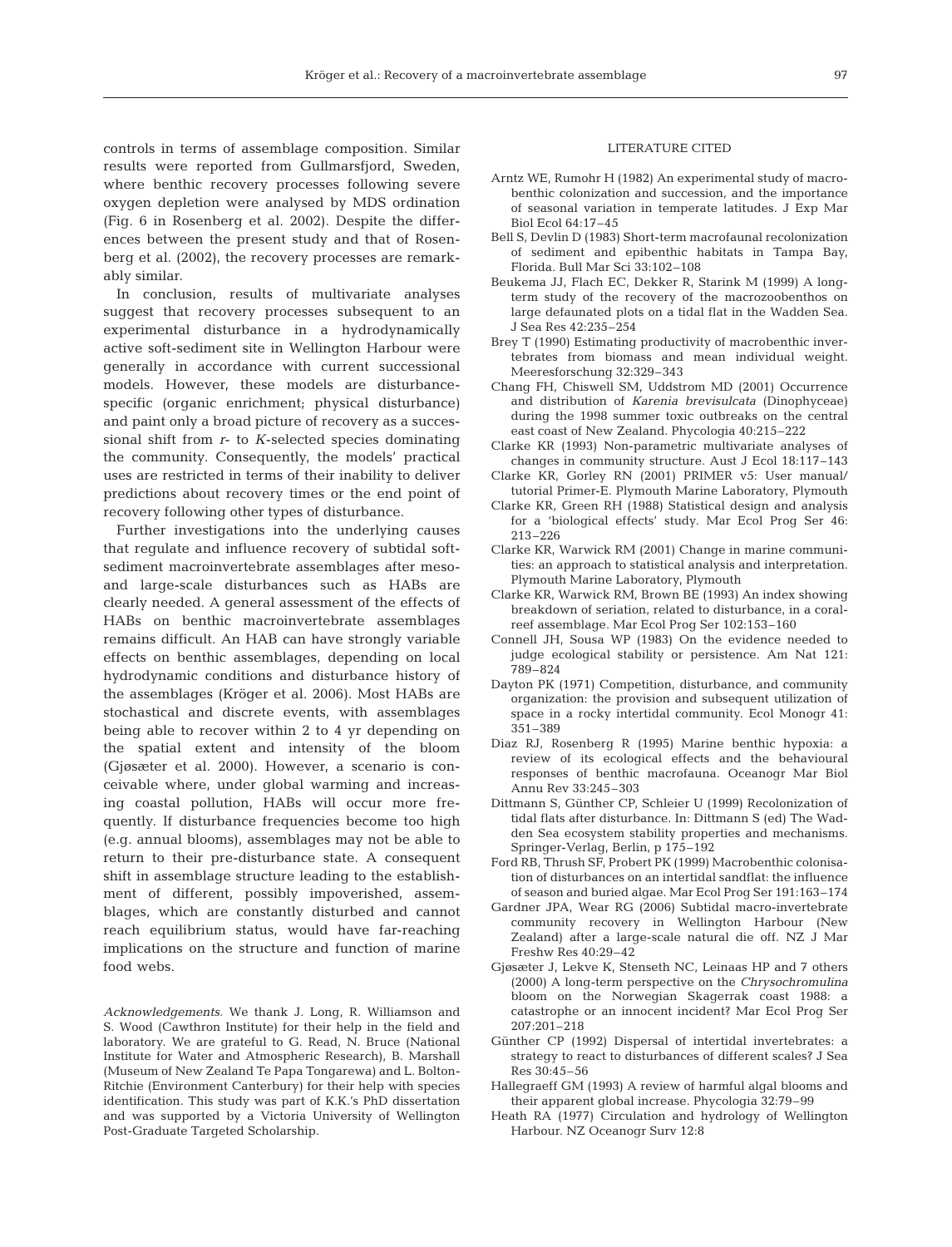controls in terms of assemblage composition. Similar results were reported from Gullmarsfjord, Sweden, where benthic recovery processes following severe oxygen depletion were analysed by MDS ordination (Fig. 6 in Rosenberg et al. 2002). Despite the differences between the present study and that of Rosenberg et al. (2002), the recovery processes are remarkably similar.

In conclusion, results of multivariate analyses suggest that recovery processes subsequent to an experimental disturbance in a hydrodynamically active soft-sediment site in Wellington Harbour were generally in accordance with current successional models. However, these models are disturbance-specific (organic enrichment; physical disturbance) and paint only a broad picture of recovery as a successional shift from *r*- to *K*-selected species dominating the community. Consequently, the models' practical uses are restricted in terms of their inability to deliver predictions about recovery times or the end point of recovery following other types of disturbance.

Further investigations into the underlying causes that regulate and influence recovery of subtidal soft-sediment macroinvertebrate assemblages after meso- and large-scale disturbances such as HABs are clearly needed. A general assessment of the effects of HABs on benthic macroinvertebrate assemblages remains difficult. An HAB can have strongly variable effects on benthic assemblages, depending on local hydrodynamic conditions and disturbance history of the assemblages (Kröger et al. 2006). Most HABs are stochastical and discrete events, with assemblages being able to recover within 2 to 4 yr depending on the spatial extent and intensity of the bloom (Gjøsæter et al. 2000). However, a scenario is conceivable where, under global warming and increasing coastal pollution, HABs will occur more frequently. If disturbance frequencies become too high (e.g. annual blooms), assemblages may not be able to return to their pre-disturbance state. A consequent shift in assemblage structure leading to the establishment of different, possibly impoverished, assemblages, which are constantly disturbed and cannot reach equilibrium status, would have far-reaching implications on the structure and function of marine food webs.

*Acknowledgements.* We thank J. Long, R. Williamson and S. Wood (Cawthron Institute) for their help in the field and laboratory. We are grateful to G. Read, N. Bruce (National Institute for Water and Atmospheric Research), B. Marshall (Museum of New Zealand Te Papa Tongarewa) and L. Bolton-Ritchie (Environment Canterbury) for their help with species identification. This study was part of K.K.'s PhD dissertation and was supported by a Victoria University of Wellington Post-Graduate Targeted Scholarship.

## LITERATURE CITED

Arntz WE, Rumohr H (1982) An experimental study of macrobenthic colonization and succession, and the importance of seasonal variation in temperate latitudes. J Exp Mar Biol Ecol 64:17–45

Bell S, Devlin D (1983) Short-term macrofaunal recolonization of sediment and epibenthic habitats in Tampa Bay, Florida. Bull Mar Sci 33:102–108

Beukema JJ, Flach EC, Dekker R, Starink M (1999) A long-term study of the recovery of the macrozoobenthos on large defaunated plots on a tidal flat in the Wadden Sea. J Sea Res 42:235–254

Brey T (1990) Estimating productivity of macrobenthic invertebrates from biomass and mean individual weight. Meeresforschung 32:329–343

Chang FH, Chiswell SM, Uddstrom MD (2001) Occurrence and distribution of *Karenia brevisulcata* (Dinophyceae) during the 1998 summer toxic outbreaks on the central east coast of New Zealand. Phycologia 40:215–222

Clarke KR (1993) Non-parametric multivariate analyses of changes in community structure. Aust J Ecol 18:117–143

Clarke KR, Gorley RN (2001) PRIMER v5: User manual/tutorial Primer-E. Plymouth Marine Laboratory, Plymouth

Clarke KR, Green RH (1988) Statistical design and analysis for a 'biological effects' study. Mar Ecol Prog Ser 46:213–226

Clarke KR, Warwick RM (2001) Change in marine communities: an approach to statistical analysis and interpretation. Plymouth Marine Laboratory, Plymouth

Clarke KR, Warwick RM, Brown BE (1993) An index showing breakdown of seriation, related to disturbance, in a coral-reef assemblage. Mar Ecol Prog Ser 102:153–160

Connell JH, Sousa WP (1983) On the evidence needed to judge ecological stability or persistence. Am Nat 121:789–824

Dayton PK (1971) Competition, disturbance, and community organization: the provision and subsequent utilization of space in a rocky intertidal community. Ecol Monogr 41:351–389

Diaz RJ, Rosenberg R (1995) Marine benthic hypoxia: a review of its ecological effects and the behavioural responses of benthic macrofauna. Oceanogr Mar Biol Annu Rev 33:245–303

Dittmann S, Günther CP, Schleier U (1999) Recolonization of tidal flats after disturbance. In: Dittmann S (ed) The Wadden Sea ecosystem stability properties and mechanisms. Springer-Verlag, Berlin, p 175–192

Ford RB, Thrush SF, Probert PK (1999) Macrobenthic colonisation of disturbances on an intertidal sandflat: the influence of season and buried algae. Mar Ecol Prog Ser 191:163–174

Gardner JPA, Wear RG (2006) Subtidal macro-invertebrate community recovery in Wellington Harbour (New Zealand) after a large-scale natural die off. NZ J Mar Freshw Res 40:29–42

Gjøsæter J, Lekve K, Stenseth NC, Leinaas HP and 7 others (2000) A long-term perspective on the *Chrysochromulina* bloom on the Norwegian Skagerrak coast 1988: a catastrophe or an innocent incident? Mar Ecol Prog Ser 207:201–218

Günther CP (1992) Dispersal of intertidal invertebrates: a strategy to react to disturbances of different scales? J Sea Res 30:45–56

Hallegraeff GM (1993) A review of harmful algal blooms and their apparent global increase. Phycologia 32:79–99

Heath RA (1977) Circulation and hydrology of Wellington Harbour. NZ Oceanogr Surv 12:8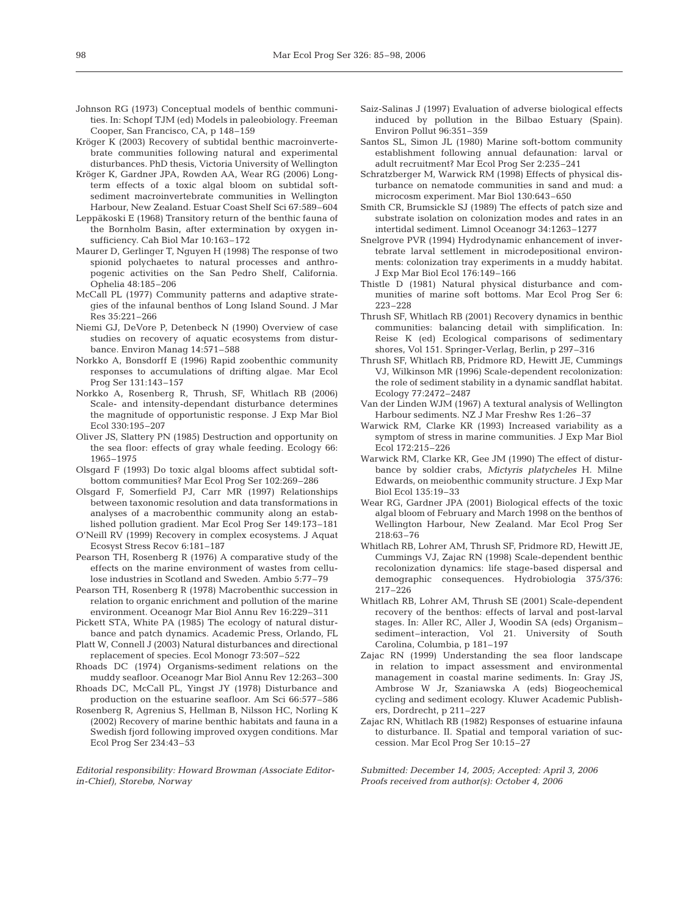Johnson RG (1973) Conceptual models of benthic communities. In: Schopf TJM (ed) Models in paleobiology. Freeman Cooper, San Francisco, CA, p 148–159

Kröger K (2003) Recovery of subtidal benthic macroinvertebrate communities following natural and experimental disturbances. PhD thesis, Victoria University of Wellington

Kröger K, Gardner JPA, Rowden AA, Wear RG (2006) Long-term effects of a toxic algal bloom on subtidal soft-sediment macroinvertebrate communities in Wellington Harbour, New Zealand. Estuar Coast Shelf Sci 67:589–604

Leppäkoski E (1968) Transitory return of the benthic fauna of the Bornholm Basin, after extermination by oxygen insufficiency. Cah Biol Mar 10:163–172

Maurer D, Gerlinger T, Nguyen H (1998) The response of two spionid polychaetes to natural processes and anthropogenic activities on the San Pedro Shelf, California. Ophelia 48:185–206

McCall PL (1977) Community patterns and adaptive strategies of the infaunal benthos of Long Island Sound. J Mar Res 35:221–266

Niemi GJ, DeVore P, Detenbeck N (1990) Overview of case studies on recovery of aquatic ecosystems from disturbance. Environ Manag 14:571–588

Norkko A, Bonsdorff E (1996) Rapid zoobenthic community responses to accumulations of drifting algae. Mar Ecol Prog Ser 131:143–157

Norkko A, Rosenberg R, Thrush, SF, Whitlach RB (2006) Scale- and intensity-dependant disturbance determines the magnitude of opportunistic response. J Exp Mar Biol Ecol 330:195–207

Oliver JS, Slattery PN (1985) Destruction and opportunity on the sea floor: effects of gray whale feeding. Ecology 66: 1965–1975

Olsgard F (1993) Do toxic algal blooms affect subtidal soft-bottom communities? Mar Ecol Prog Ser 102:269–286

Olsgard F, Somerfield PJ, Carr MR (1997) Relationships between taxonomic resolution and data transformations in analyses of a macrobenthic community along an established pollution gradient. Mar Ecol Prog Ser 149:173–181

O'Neill RV (1999) Recovery in complex ecosystems. J Aquat Ecosyst Stress Recov 6:181–187

Pearson TH, Rosenberg R (1976) A comparative study of the effects on the marine environment of wastes from cellulose industries in Scotland and Sweden. Ambio 5:77–79

Pearson TH, Rosenberg R (1978) Macrobenthic succession in relation to organic enrichment and pollution of the marine environment. Oceanogr Mar Biol Annu Rev 16:229–311

Pickett STA, White PA (1985) The ecology of natural disturbance and patch dynamics. Academic Press, Orlando, FL

Platt W, Connell J (2003) Natural disturbances and directional replacement of species. Ecol Monogr 73:507–522

Rhoads DC (1974) Organisms-sediment relations on the muddy seafloor. Oceanogr Mar Biol Annu Rev 12:263–300

Rhoads DC, McCall PL, Yingst JY (1978) Disturbance and production on the estuarine seafloor. Am Sci 66:577–586

Rosenberg R, Agrenius S, Hellman B, Nilsson HC, Norling K (2002) Recovery of marine benthic habitats and fauna in a Swedish fjord following improved oxygen conditions. Mar Ecol Prog Ser 234:43–53

Saiz-Salinas J (1997) Evaluation of adverse biological effects induced by pollution in the Bilbao Estuary (Spain). Environ Pollut 96:351–359

Santos SL, Simon JL (1980) Marine soft-bottom community establishment following annual defaunation: larval or adult recruitment? Mar Ecol Prog Ser 2:235–241

Schratzberger M, Warwick RM (1998) Effects of physical disturbance on nematode communities in sand and mud: a microcosm experiment. Mar Biol 130:643–650

Smith CR, Brumsickle SJ (1989) The effects of patch size and substrate isolation on colonization modes and rates in an intertidal sediment. Limnol Oceanogr 34:1263–1277

Snelgrove PVR (1994) Hydrodynamic enhancement of invertebrate larval settlement in microdepositional environments: colonization tray experiments in a muddy habitat. J Exp Mar Biol Ecol 176:149–166

Thistle D (1981) Natural physical disturbance and communities of marine soft bottoms. Mar Ecol Prog Ser 6: 223–228

Thrush SF, Whitlach RB (2001) Recovery dynamics in benthic communities: balancing detail with simplification. In: Reise K (ed) Ecological comparisons of sedimentary shores, Vol 151. Springer-Verlag, Berlin, p 297–316

Thrush SF, Whitlach RB, Pridmore RD, Hewitt JE, Cummings VJ, Wilkinson MR (1996) Scale-dependent recolonization: the role of sediment stability in a dynamic sandflat habitat. Ecology 77:2472–2487

Van der Linden WJM (1967) A textural analysis of Wellington Harbour sediments. NZ J Mar Freshw Res 1:26–37

Warwick RM, Clarke KR (1993) Increased variability as a symptom of stress in marine communities. J Exp Mar Biol Ecol 172:215–226

Warwick RM, Clarke KR, Gee JM (1990) The effect of disturbance by soldier crabs, *Mictyris platycheles* H. Milne Edwards, on meiobenthic community structure. J Exp Mar Biol Ecol 135:19–33

Wear RG, Gardner JPA (2001) Biological effects of the toxic algal bloom of February and March 1998 on the benthos of Wellington Harbour, New Zealand. Mar Ecol Prog Ser 218:63–76

Whitlach RB, Lohrer AM, Thrush SF, Pridmore RD, Hewitt JE, Cummings VJ, Zajac RN (1998) Scale-dependent benthic recolonization dynamics: life stage-based dispersal and demographic consequences. Hydrobiologia 375/376: 217–226

Whitlach RB, Lohrer AM, Thrush SE (2001) Scale-dependent recovery of the benthos: effects of larval and post-larval stages. In: Aller RC, Aller J, Woodin SA (eds) Organism–sediment–interaction, Vol 21. University of South Carolina, Columbia, p 181–197

Zajac RN (1999) Understanding the sea floor landscape in relation to impact assessment and environmental management in coastal marine sediments. In: Gray JS, Ambrose W Jr, Szaniawska A (eds) Biogeochemical cycling and sediment ecology. Kluwer Academic Publishers, Dordrecht, p 211–227

Zajac RN, Whitlach RB (1982) Responses of estuarine infauna to disturbance. II. Spatial and temporal variation of succession. Mar Ecol Prog Ser 10:15–27

*Editorial responsibility: Howard Browman (Associate Editor-in-Chief), Storebø, Norway*

*Submitted: December 14, 2005; Accepted: April 3, 2006*
*Proofs received from author(s): October 4, 2006*